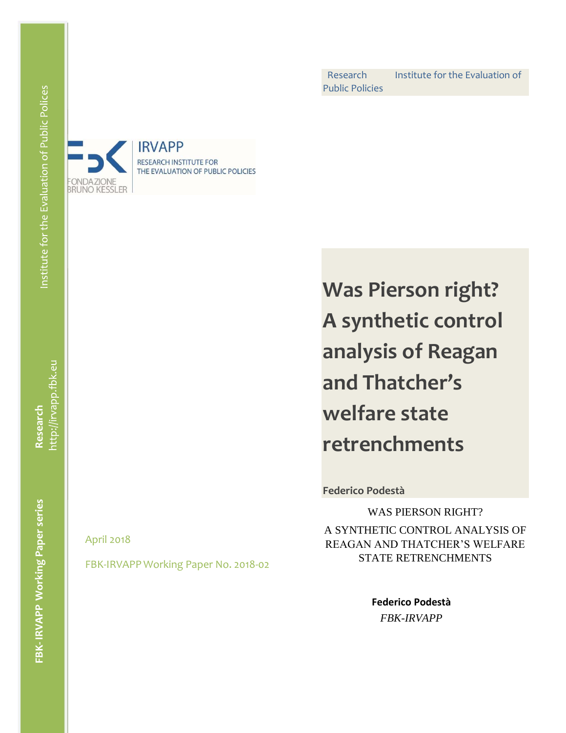Research Institute for the Evaluation of Public Policies

IRVAPP
RESEARCH INSTITUTE FOR THE EVALUATION OF PUBLIC POLICIES

FONDAZIONE BRUNO KESSLER

# Was Pierson right? A synthetic control analysis of Reagan and Thatcher's welfare state retrenchments

**Federico Podestà**

April 2018

FBK-IRVAPP Working Paper No. 2018-02

FBK-IRVAPP Working Paper series

Research
http://irvapp.fbk.eu

Institute for the Evaluation of Public Polices

WAS PIERSON RIGHT?

A SYNTHETIC CONTROL ANALYSIS OF REAGAN AND THATCHER'S WELFARE STATE RETRENCHMENTS

**Federico Podestà**

*FBK-IRVAPP*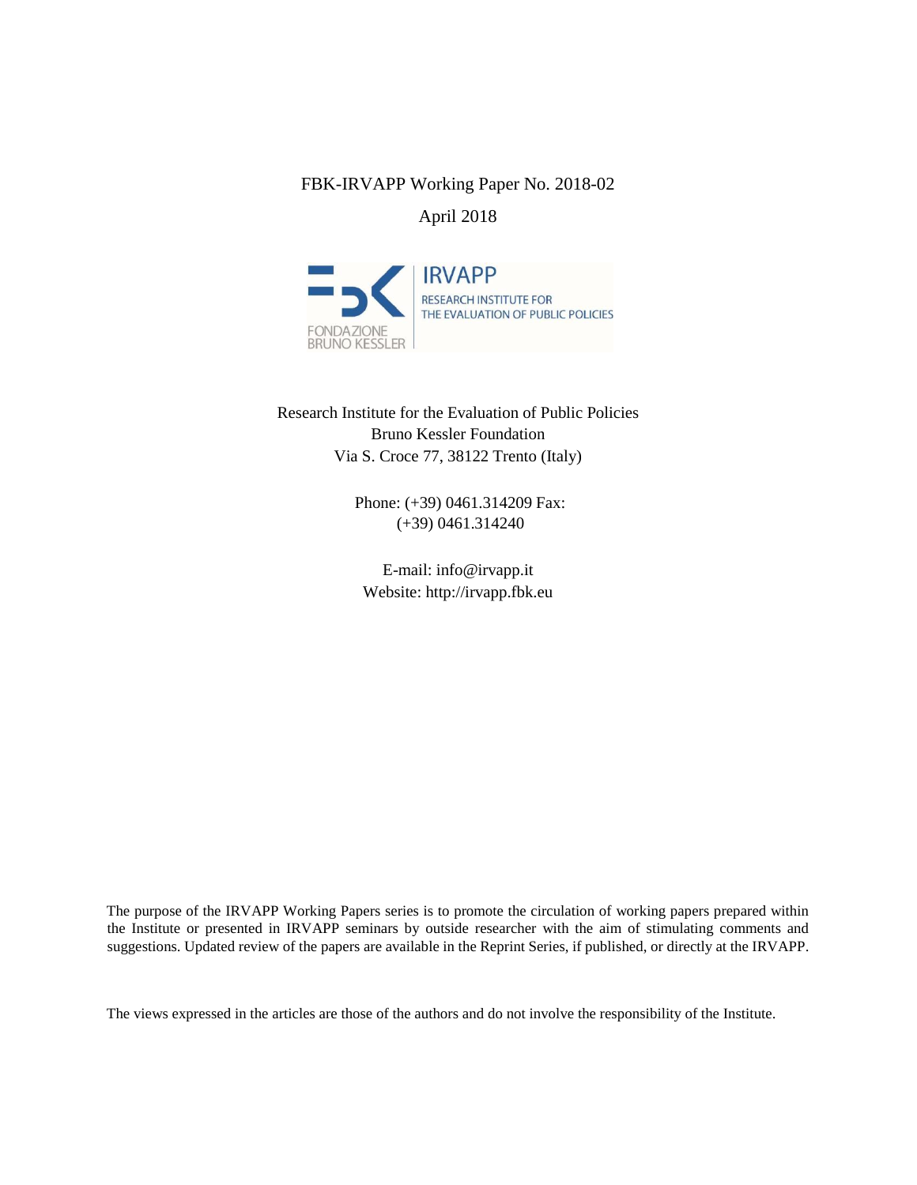FBK-IRVAPP Working Paper No. 2018-02

April 2018

IRVAPP

RESEARCH INSTITUTE FOR THE EVALUATION OF PUBLIC POLICIES

FONDAZIONE BRUNO KESSLER

Research Institute for the Evaluation of Public Policies
Bruno Kessler Foundation
Via S. Croce 77, 38122 Trento (Italy)

Phone: (+39) 0461.314209 Fax:
(+39) 0461.314240

E-mail: info@irvapp.it
Website: http://irvapp.fbk.eu

The purpose of the IRVAPP Working Papers series is to promote the circulation of working papers prepared within the Institute or presented in IRVAPP seminars by outside researcher with the aim of stimulating comments and suggestions. Updated review of the papers are available in the Reprint Series, if published, or directly at the IRVAPP.

The views expressed in the articles are those of the authors and do not involve the responsibility of the Institute.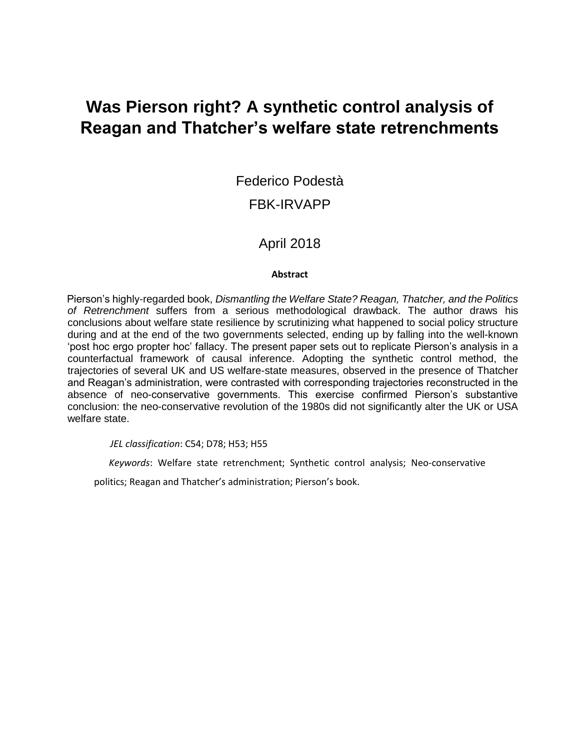# Was Pierson right? A synthetic control analysis of Reagan and Thatcher's welfare state retrenchments

Federico Podestà

FBK-IRVAPP

April 2018

**Abstract**

Pierson's highly-regarded book, *Dismantling the Welfare State? Reagan, Thatcher, and the Politics of Retrenchment* suffers from a serious methodological drawback. The author draws his conclusions about welfare state resilience by scrutinizing what happened to social policy structure during and at the end of the two governments selected, ending up by falling into the well-known 'post hoc ergo propter hoc' fallacy. The present paper sets out to replicate Pierson's analysis in a counterfactual framework of causal inference. Adopting the synthetic control method, the trajectories of several UK and US welfare-state measures, observed in the presence of Thatcher and Reagan's administration, were contrasted with corresponding trajectories reconstructed in the absence of neo-conservative governments. This exercise confirmed Pierson's substantive conclusion: the neo-conservative revolution of the 1980s did not significantly alter the UK or USA welfare state.

*JEL classification*: C54; D78; H53; H55

*Keywords*: Welfare state retrenchment; Synthetic control analysis; Neo-conservative politics; Reagan and Thatcher's administration; Pierson's book.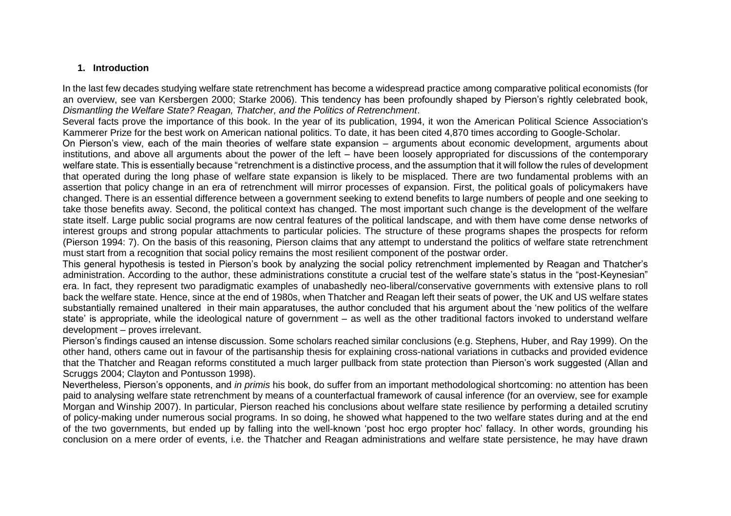## 1. Introduction

In the last few decades studying welfare state retrenchment has become a widespread practice among comparative political economists (for an overview, see van Kersbergen 2000; Starke 2006). This tendency has been profoundly shaped by Pierson's rightly celebrated book, *Dismantling the Welfare State? Reagan, Thatcher, and the Politics of Retrenchment*.

Several facts prove the importance of this book. In the year of its publication, 1994, it won the American Political Science Association's Kammerer Prize for the best work on American national politics. To date, it has been cited 4,870 times according to Google-Scholar.

On Pierson's view, each of the main theories of welfare state expansion – arguments about economic development, arguments about institutions, and above all arguments about the power of the left – have been loosely appropriated for discussions of the contemporary welfare state. This is essentially because "retrenchment is a distinctive process, and the assumption that it will follow the rules of development that operated during the long phase of welfare state expansion is likely to be misplaced. There are two fundamental problems with an assertion that policy change in an era of retrenchment will mirror processes of expansion. First, the political goals of policymakers have changed. There is an essential difference between a government seeking to extend benefits to large numbers of people and one seeking to take those benefits away. Second, the political context has changed. The most important such change is the development of the welfare state itself. Large public social programs are now central features of the political landscape, and with them have come dense networks of interest groups and strong popular attachments to particular policies. The structure of these programs shapes the prospects for reform (Pierson 1994: 7). On the basis of this reasoning, Pierson claims that any attempt to understand the politics of welfare state retrenchment must start from a recognition that social policy remains the most resilient component of the postwar order.

This general hypothesis is tested in Pierson's book by analyzing the social policy retrenchment implemented by Reagan and Thatcher's administration. According to the author, these administrations constitute a crucial test of the welfare state's status in the "post-Keynesian" era. In fact, they represent two paradigmatic examples of unabashedly neo-liberal/conservative governments with extensive plans to roll back the welfare state. Hence, since at the end of 1980s, when Thatcher and Reagan left their seats of power, the UK and US welfare states substantially remained unaltered in their main apparatuses, the author concluded that his argument about the 'new politics of the welfare state' is appropriate, while the ideological nature of government – as well as the other traditional factors invoked to understand welfare development – proves irrelevant.

Pierson's findings caused an intense discussion. Some scholars reached similar conclusions (e.g. Stephens, Huber, and Ray 1999). On the other hand, others came out in favour of the partisanship thesis for explaining cross-national variations in cutbacks and provided evidence that the Thatcher and Reagan reforms constituted a much larger pullback from state protection than Pierson's work suggested (Allan and Scruggs 2004; Clayton and Pontusson 1998).

Nevertheless, Pierson's opponents, and *in primis* his book, do suffer from an important methodological shortcoming: no attention has been paid to analysing welfare state retrenchment by means of a counterfactual framework of causal inference (for an overview, see for example Morgan and Winship 2007). In particular, Pierson reached his conclusions about welfare state resilience by performing a detailed scrutiny of policy-making under numerous social programs. In so doing, he showed what happened to the two welfare states during and at the end of the two governments, but ended up by falling into the well-known 'post hoc ergo propter hoc' fallacy. In other words, grounding his conclusion on a mere order of events, i.e. the Thatcher and Reagan administrations and welfare state persistence, he may have drawn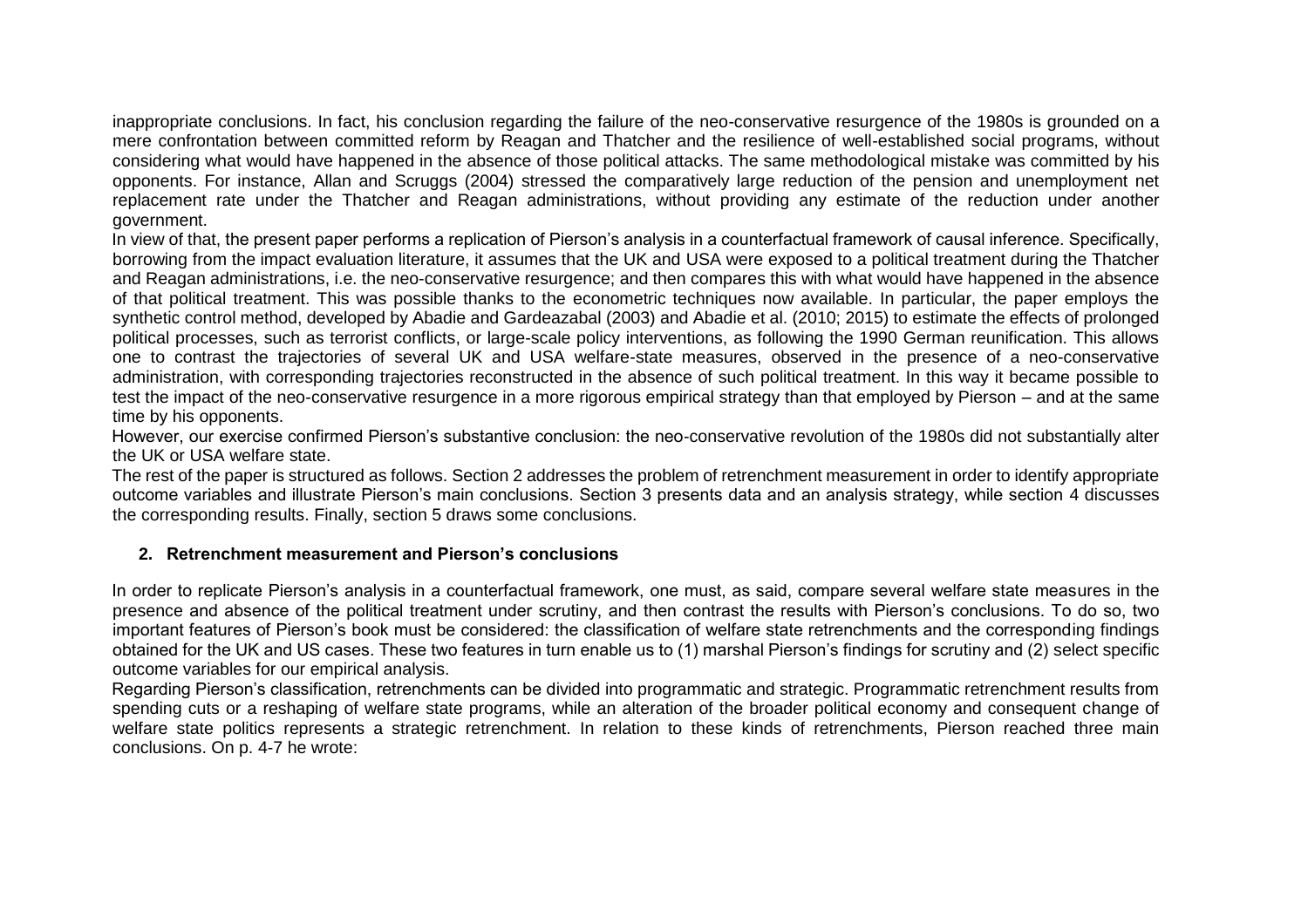inappropriate conclusions. In fact, his conclusion regarding the failure of the neo-conservative resurgence of the 1980s is grounded on a mere confrontation between committed reform by Reagan and Thatcher and the resilience of well-established social programs, without considering what would have happened in the absence of those political attacks. The same methodological mistake was committed by his opponents. For instance, Allan and Scruggs (2004) stressed the comparatively large reduction of the pension and unemployment net replacement rate under the Thatcher and Reagan administrations, without providing any estimate of the reduction under another government.

In view of that, the present paper performs a replication of Pierson's analysis in a counterfactual framework of causal inference. Specifically, borrowing from the impact evaluation literature, it assumes that the UK and USA were exposed to a political treatment during the Thatcher and Reagan administrations, i.e. the neo-conservative resurgence; and then compares this with what would have happened in the absence of that political treatment. This was possible thanks to the econometric techniques now available. In particular, the paper employs the synthetic control method, developed by Abadie and Gardeazabal (2003) and Abadie et al. (2010; 2015) to estimate the effects of prolonged political processes, such as terrorist conflicts, or large-scale policy interventions, as following the 1990 German reunification. This allows one to contrast the trajectories of several UK and USA welfare-state measures, observed in the presence of a neo-conservative administration, with corresponding trajectories reconstructed in the absence of such political treatment. In this way it became possible to test the impact of the neo-conservative resurgence in a more rigorous empirical strategy than that employed by Pierson – and at the same time by his opponents.

However, our exercise confirmed Pierson's substantive conclusion: the neo-conservative revolution of the 1980s did not substantially alter the UK or USA welfare state.

The rest of the paper is structured as follows. Section 2 addresses the problem of retrenchment measurement in order to identify appropriate outcome variables and illustrate Pierson's main conclusions. Section 3 presents data and an analysis strategy, while section 4 discusses the corresponding results. Finally, section 5 draws some conclusions.

## 2. Retrenchment measurement and Pierson's conclusions

In order to replicate Pierson's analysis in a counterfactual framework, one must, as said, compare several welfare state measures in the presence and absence of the political treatment under scrutiny, and then contrast the results with Pierson's conclusions. To do so, two important features of Pierson's book must be considered: the classification of welfare state retrenchments and the corresponding findings obtained for the UK and US cases. These two features in turn enable us to (1) marshal Pierson's findings for scrutiny and (2) select specific outcome variables for our empirical analysis.

Regarding Pierson's classification, retrenchments can be divided into programmatic and strategic. Programmatic retrenchment results from spending cuts or a reshaping of welfare state programs, while an alteration of the broader political economy and consequent change of welfare state politics represents a strategic retrenchment. In relation to these kinds of retrenchments, Pierson reached three main conclusions. On p. 4-7 he wrote: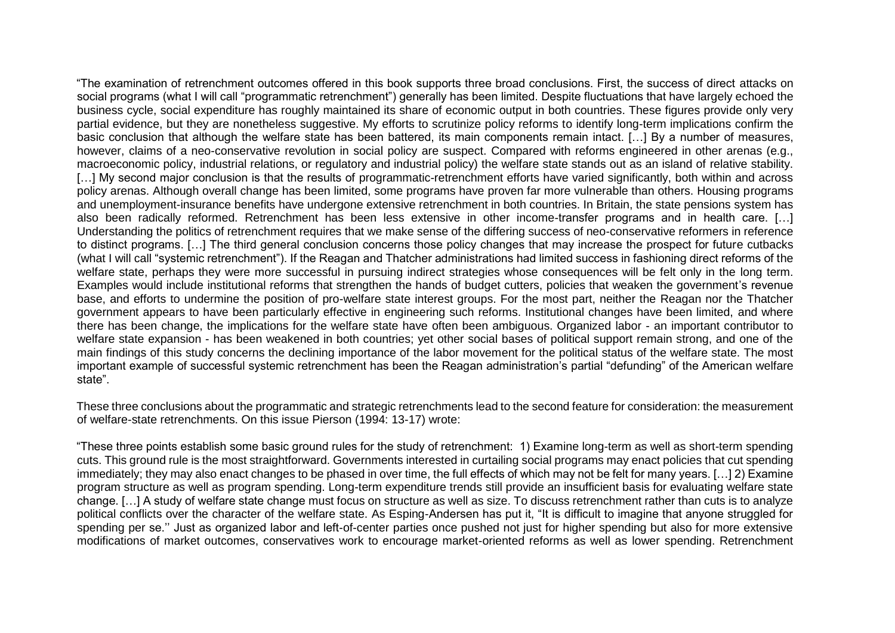"The examination of retrenchment outcomes offered in this book supports three broad conclusions. First, the success of direct attacks on social programs (what I will call "programmatic retrenchment") generally has been limited. Despite fluctuations that have largely echoed the business cycle, social expenditure has roughly maintained its share of economic output in both countries. These figures provide only very partial evidence, but they are nonetheless suggestive. My efforts to scrutinize policy reforms to identify long-term implications confirm the basic conclusion that although the welfare state has been battered, its main components remain intact. […] By a number of measures, however, claims of a neo-conservative revolution in social policy are suspect. Compared with reforms engineered in other arenas (e.g., macroeconomic policy, industrial relations, or regulatory and industrial policy) the welfare state stands out as an island of relative stability. […] My second major conclusion is that the results of programmatic-retrenchment efforts have varied significantly, both within and across policy arenas. Although overall change has been limited, some programs have proven far more vulnerable than others. Housing programs and unemployment-insurance benefits have undergone extensive retrenchment in both countries. In Britain, the state pensions system has also been radically reformed. Retrenchment has been less extensive in other income-transfer programs and in health care. […] Understanding the politics of retrenchment requires that we make sense of the differing success of neo-conservative reformers in reference to distinct programs. […] The third general conclusion concerns those policy changes that may increase the prospect for future cutbacks (what I will call "systemic retrenchment"). If the Reagan and Thatcher administrations had limited success in fashioning direct reforms of the welfare state, perhaps they were more successful in pursuing indirect strategies whose consequences will be felt only in the long term. Examples would include institutional reforms that strengthen the hands of budget cutters, policies that weaken the government's revenue base, and efforts to undermine the position of pro-welfare state interest groups. For the most part, neither the Reagan nor the Thatcher government appears to have been particularly effective in engineering such reforms. Institutional changes have been limited, and where there has been change, the implications for the welfare state have often been ambiguous. Organized labor - an important contributor to welfare state expansion - has been weakened in both countries; yet other social bases of political support remain strong, and one of the main findings of this study concerns the declining importance of the labor movement for the political status of the welfare state. The most important example of successful systemic retrenchment has been the Reagan administration's partial "defunding" of the American welfare state".

These three conclusions about the programmatic and strategic retrenchments lead to the second feature for consideration: the measurement of welfare-state retrenchments. On this issue Pierson (1994: 13-17) wrote:

"These three points establish some basic ground rules for the study of retrenchment: 1) Examine long-term as well as short-term spending cuts. This ground rule is the most straightforward. Governments interested in curtailing social programs may enact policies that cut spending immediately; they may also enact changes to be phased in over time, the full effects of which may not be felt for many years. […] 2) Examine program structure as well as program spending. Long-term expenditure trends still provide an insufficient basis for evaluating welfare state change. […] A study of welfare state change must focus on structure as well as size. To discuss retrenchment rather than cuts is to analyze political conflicts over the character of the welfare state. As Esping-Andersen has put it, "It is difficult to imagine that anyone struggled for spending per se.'' Just as organized labor and left-of-center parties once pushed not just for higher spending but also for more extensive modifications of market outcomes, conservatives work to encourage market-oriented reforms as well as lower spending. Retrenchment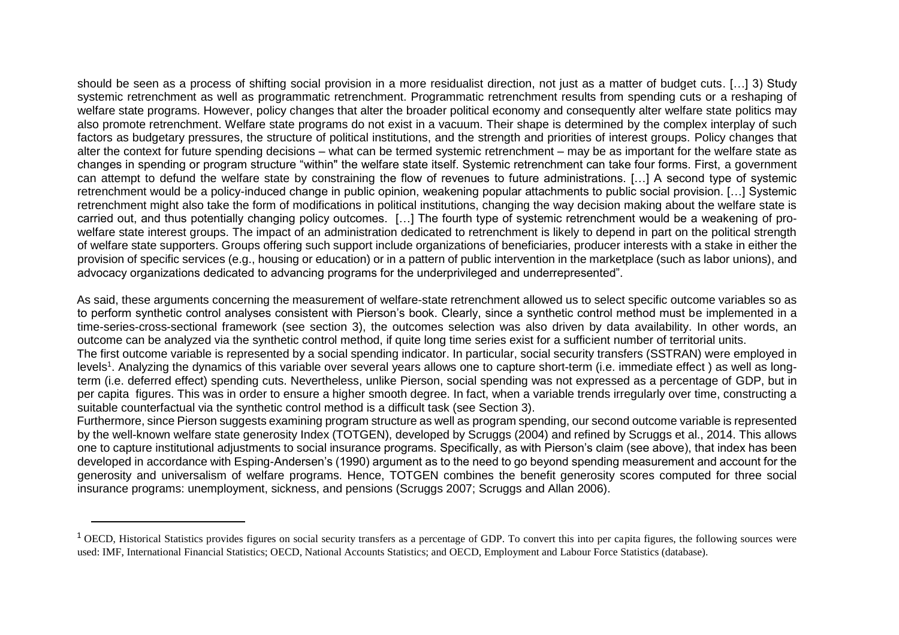should be seen as a process of shifting social provision in a more residualist direction, not just as a matter of budget cuts. […] 3) Study systemic retrenchment as well as programmatic retrenchment. Programmatic retrenchment results from spending cuts or a reshaping of welfare state programs. However, policy changes that alter the broader political economy and consequently alter welfare state politics may also promote retrenchment. Welfare state programs do not exist in a vacuum. Their shape is determined by the complex interplay of such factors as budgetary pressures, the structure of political institutions, and the strength and priorities of interest groups. Policy changes that alter the context for future spending decisions – what can be termed systemic retrenchment – may be as important for the welfare state as changes in spending or program structure "within" the welfare state itself. Systemic retrenchment can take four forms. First, a government can attempt to defund the welfare state by constraining the flow of revenues to future administrations. […] A second type of systemic retrenchment would be a policy-induced change in public opinion, weakening popular attachments to public social provision. […] Systemic retrenchment might also take the form of modifications in political institutions, changing the way decision making about the welfare state is carried out, and thus potentially changing policy outcomes. […] The fourth type of systemic retrenchment would be a weakening of pro-welfare state interest groups. The impact of an administration dedicated to retrenchment is likely to depend in part on the political strength of welfare state supporters. Groups offering such support include organizations of beneficiaries, producer interests with a stake in either the provision of specific services (e.g., housing or education) or in a pattern of public intervention in the marketplace (such as labor unions), and advocacy organizations dedicated to advancing programs for the underprivileged and underrepresented".

As said, these arguments concerning the measurement of welfare-state retrenchment allowed us to select specific outcome variables so as to perform synthetic control analyses consistent with Pierson's book. Clearly, since a synthetic control method must be implemented in a time-series-cross-sectional framework (see section 3), the outcomes selection was also driven by data availability. In other words, an outcome can be analyzed via the synthetic control method, if quite long time series exist for a sufficient number of territorial units.

The first outcome variable is represented by a social spending indicator. In particular, social security transfers (SSTRAN) were employed in levels[1]. Analyzing the dynamics of this variable over several years allows one to capture short-term (i.e. immediate effect ) as well as long-term (i.e. deferred effect) spending cuts. Nevertheless, unlike Pierson, social spending was not expressed as a percentage of GDP, but in per capita figures. This was in order to ensure a higher smooth degree. In fact, when a variable trends irregularly over time, constructing a suitable counterfactual via the synthetic control method is a difficult task (see Section 3).

Furthermore, since Pierson suggests examining program structure as well as program spending, our second outcome variable is represented by the well-known welfare state generosity Index (TOTGEN), developed by Scruggs (2004) and refined by Scruggs et al., 2014. This allows one to capture institutional adjustments to social insurance programs. Specifically, as with Pierson's claim (see above), that index has been developed in accordance with Esping-Andersen's (1990) argument as to the need to go beyond spending measurement and account for the generosity and universalism of welfare programs. Hence, TOTGEN combines the benefit generosity scores computed for three social insurance programs: unemployment, sickness, and pensions (Scruggs 2007; Scruggs and Allan 2006).

[1] OECD, Historical Statistics provides figures on social security transfers as a percentage of GDP. To convert this into per capita figures, the following sources were used: IMF, International Financial Statistics; OECD, National Accounts Statistics; and OECD, Employment and Labour Force Statistics (database).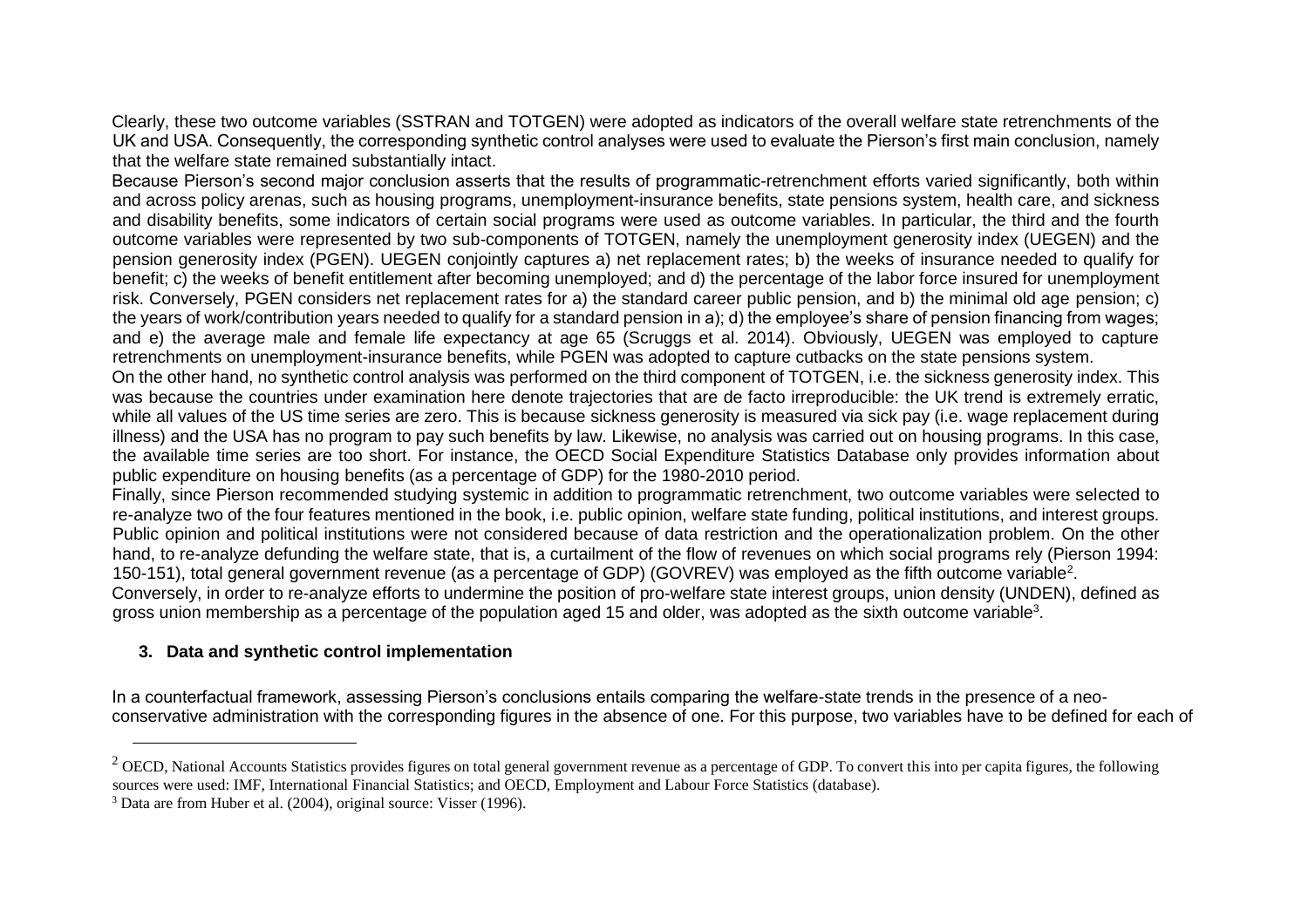Clearly, these two outcome variables (SSTRAN and TOTGEN) were adopted as indicators of the overall welfare state retrenchments of the UK and USA. Consequently, the corresponding synthetic control analyses were used to evaluate the Pierson's first main conclusion, namely that the welfare state remained substantially intact.

Because Pierson's second major conclusion asserts that the results of programmatic-retrenchment efforts varied significantly, both within and across policy arenas, such as housing programs, unemployment-insurance benefits, state pensions system, health care, and sickness and disability benefits, some indicators of certain social programs were used as outcome variables. In particular, the third and the fourth outcome variables were represented by two sub-components of TOTGEN, namely the unemployment generosity index (UEGEN) and the pension generosity index (PGEN). UEGEN conjointly captures a) net replacement rates; b) the weeks of insurance needed to qualify for benefit; c) the weeks of benefit entitlement after becoming unemployed; and d) the percentage of the labor force insured for unemployment risk. Conversely, PGEN considers net replacement rates for a) the standard career public pension, and b) the minimal old age pension; c) the years of work/contribution years needed to qualify for a standard pension in a); d) the employee's share of pension financing from wages; and e) the average male and female life expectancy at age 65 (Scruggs et al. 2014). Obviously, UEGEN was employed to capture retrenchments on unemployment-insurance benefits, while PGEN was adopted to capture cutbacks on the state pensions system.

On the other hand, no synthetic control analysis was performed on the third component of TOTGEN, i.e. the sickness generosity index. This was because the countries under examination here denote trajectories that are de facto irreproducible: the UK trend is extremely erratic, while all values of the US time series are zero. This is because sickness generosity is measured via sick pay (i.e. wage replacement during illness) and the USA has no program to pay such benefits by law. Likewise, no analysis was carried out on housing programs. In this case, the available time series are too short. For instance, the OECD Social Expenditure Statistics Database only provides information about public expenditure on housing benefits (as a percentage of GDP) for the 1980-2010 period.

Finally, since Pierson recommended studying systemic in addition to programmatic retrenchment, two outcome variables were selected to re-analyze two of the four features mentioned in the book, i.e. public opinion, welfare state funding, political institutions, and interest groups. Public opinion and political institutions were not considered because of data restriction and the operationalization problem. On the other hand, to re-analyze defunding the welfare state, that is, a curtailment of the flow of revenues on which social programs rely (Pierson 1994: 150-151), total general government revenue (as a percentage of GDP) (GOVREV) was employed as the fifth outcome variable[2].

Conversely, in order to re-analyze efforts to undermine the position of pro-welfare state interest groups, union density (UNDEN), defined as gross union membership as a percentage of the population aged 15 and older, was adopted as the sixth outcome variable[3].

## 3. Data and synthetic control implementation

In a counterfactual framework, assessing Pierson's conclusions entails comparing the welfare-state trends in the presence of a neo-conservative administration with the corresponding figures in the absence of one. For this purpose, two variables have to be defined for each of

---

[2] OECD, National Accounts Statistics provides figures on total general government revenue as a percentage of GDP. To convert this into per capita figures, the following sources were used: IMF, International Financial Statistics; and OECD, Employment and Labour Force Statistics (database).

[3] Data are from Huber et al. (2004), original source: Visser (1996).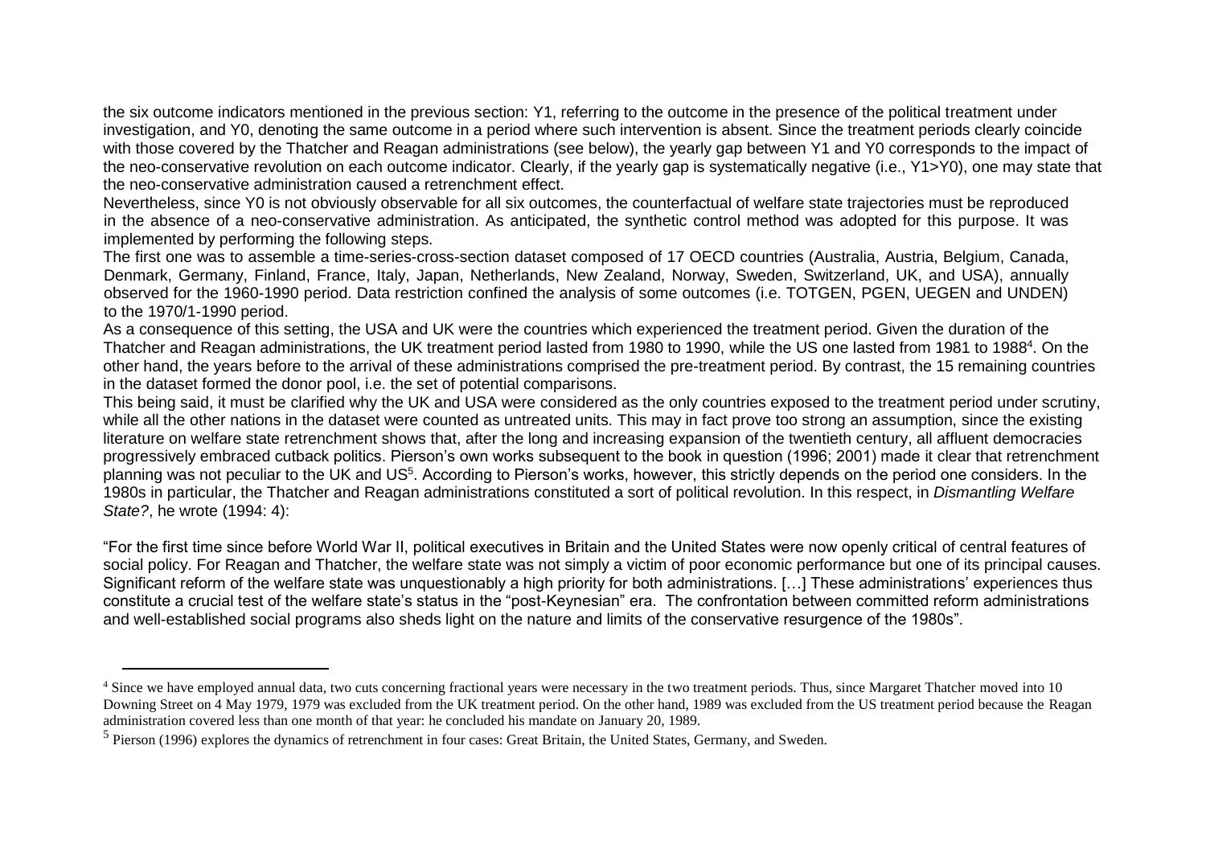the six outcome indicators mentioned in the previous section: Y1, referring to the outcome in the presence of the political treatment under investigation, and Y0, denoting the same outcome in a period where such intervention is absent. Since the treatment periods clearly coincide with those covered by the Thatcher and Reagan administrations (see below), the yearly gap between Y1 and Y0 corresponds to the impact of the neo-conservative revolution on each outcome indicator. Clearly, if the yearly gap is systematically negative (i.e., Y1>Y0), one may state that the neo-conservative administration caused a retrenchment effect.

Nevertheless, since Y0 is not obviously observable for all six outcomes, the counterfactual of welfare state trajectories must be reproduced in the absence of a neo-conservative administration. As anticipated, the synthetic control method was adopted for this purpose. It was implemented by performing the following steps.

The first one was to assemble a time-series-cross-section dataset composed of 17 OECD countries (Australia, Austria, Belgium, Canada, Denmark, Germany, Finland, France, Italy, Japan, Netherlands, New Zealand, Norway, Sweden, Switzerland, UK, and USA), annually observed for the 1960-1990 period. Data restriction confined the analysis of some outcomes (i.e. TOTGEN, PGEN, UEGEN and UNDEN) to the 1970/1-1990 period.

As a consequence of this setting, the USA and UK were the countries which experienced the treatment period. Given the duration of the Thatcher and Reagan administrations, the UK treatment period lasted from 1980 to 1990, while the US one lasted from 1981 to 1988[4]. On the other hand, the years before to the arrival of these administrations comprised the pre-treatment period. By contrast, the 15 remaining countries in the dataset formed the donor pool, i.e. the set of potential comparisons.

This being said, it must be clarified why the UK and USA were considered as the only countries exposed to the treatment period under scrutiny, while all the other nations in the dataset were counted as untreated units. This may in fact prove too strong an assumption, since the existing literature on welfare state retrenchment shows that, after the long and increasing expansion of the twentieth century, all affluent democracies progressively embraced cutback politics. Pierson's own works subsequent to the book in question (1996; 2001) made it clear that retrenchment planning was not peculiar to the UK and US[5]. According to Pierson's works, however, this strictly depends on the period one considers. In the 1980s in particular, the Thatcher and Reagan administrations constituted a sort of political revolution. In this respect, in *Dismantling Welfare State?*, he wrote (1994: 4):

"For the first time since before World War II, political executives in Britain and the United States were now openly critical of central features of social policy. For Reagan and Thatcher, the welfare state was not simply a victim of poor economic performance but one of its principal causes. Significant reform of the welfare state was unquestionably a high priority for both administrations. […] These administrations' experiences thus constitute a crucial test of the welfare state's status in the "post-Keynesian" era. The confrontation between committed reform administrations and well-established social programs also sheds light on the nature and limits of the conservative resurgence of the 1980s".

---

[4] Since we have employed annual data, two cuts concerning fractional years were necessary in the two treatment periods. Thus, since Margaret Thatcher moved into 10 Downing Street on 4 May 1979, 1979 was excluded from the UK treatment period. On the other hand, 1989 was excluded from the US treatment period because the Reagan administration covered less than one month of that year: he concluded his mandate on January 20, 1989.

[5] Pierson (1996) explores the dynamics of retrenchment in four cases: Great Britain, the United States, Germany, and Sweden.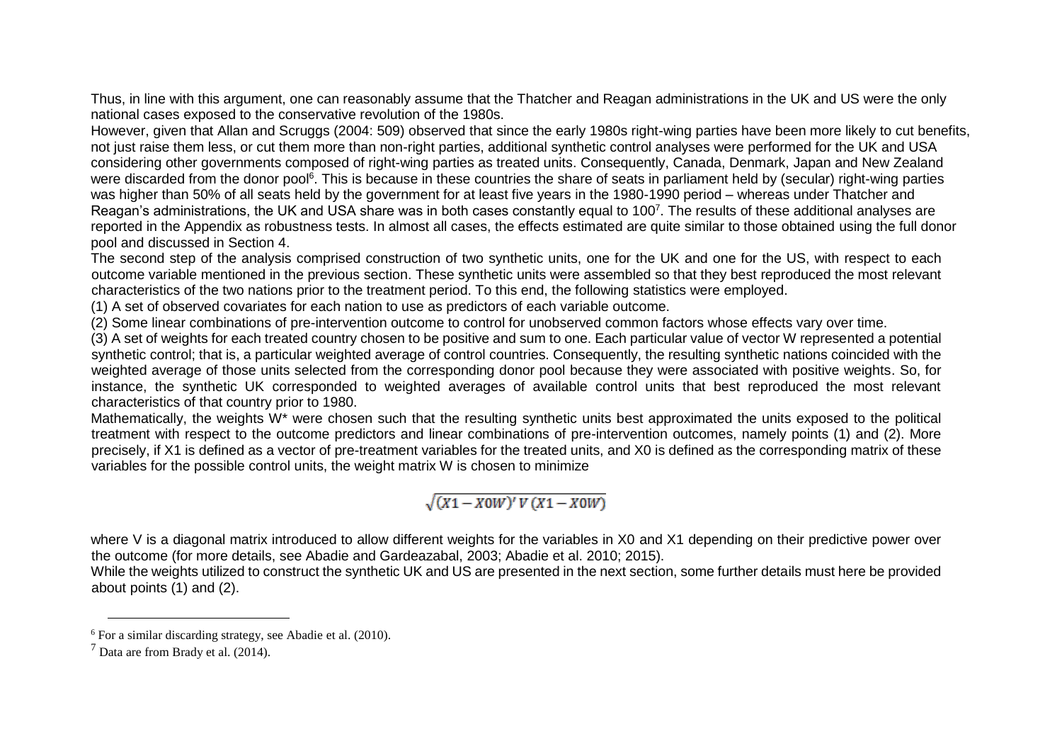Thus, in line with this argument, one can reasonably assume that the Thatcher and Reagan administrations in the UK and US were the only national cases exposed to the conservative revolution of the 1980s.

However, given that Allan and Scruggs (2004: 509) observed that since the early 1980s right-wing parties have been more likely to cut benefits, not just raise them less, or cut them more than non-right parties, additional synthetic control analyses were performed for the UK and USA considering other governments composed of right-wing parties as treated units. Consequently, Canada, Denmark, Japan and New Zealand were discarded from the donor pool[6]. This is because in these countries the share of seats in parliament held by (secular) right-wing parties was higher than 50% of all seats held by the government for at least five years in the 1980-1990 period – whereas under Thatcher and Reagan's administrations, the UK and USA share was in both cases constantly equal to 100[7]. The results of these additional analyses are reported in the Appendix as robustness tests. In almost all cases, the effects estimated are quite similar to those obtained using the full donor pool and discussed in Section 4.

The second step of the analysis comprised construction of two synthetic units, one for the UK and one for the US, with respect to each outcome variable mentioned in the previous section. These synthetic units were assembled so that they best reproduced the most relevant characteristics of the two nations prior to the treatment period. To this end, the following statistics were employed.

(1) A set of observed covariates for each nation to use as predictors of each variable outcome.

(2) Some linear combinations of pre-intervention outcome to control for unobserved common factors whose effects vary over time.

(3) A set of weights for each treated country chosen to be positive and sum to one. Each particular value of vector W represented a potential synthetic control; that is, a particular weighted average of control countries. Consequently, the resulting synthetic nations coincided with the weighted average of those units selected from the corresponding donor pool because they were associated with positive weights. So, for instance, the synthetic UK corresponded to weighted averages of available control units that best reproduced the most relevant characteristics of that country prior to 1980.

Mathematically, the weights $W^*$ were chosen such that the resulting synthetic units best approximated the units exposed to the political treatment with respect to the outcome predictors and linear combinations of pre-intervention outcomes, namely points (1) and (2). More precisely, if $X1$ is defined as a vector of pre-treatment variables for the treated units, and $X0$ is defined as the corresponding matrix of these variables for the possible control units, the weight matrix W is chosen to minimize

$$\sqrt{(X1 - X0W)' \, V \, (X1 - X0W)}$$

where V is a diagonal matrix introduced to allow different weights for the variables in $X0$ and $X1$ depending on their predictive power over the outcome (for more details, see Abadie and Gardeazabal, 2003; Abadie et al. 2010; 2015).

While the weights utilized to construct the synthetic UK and US are presented in the next section, some further details must here be provided about points (1) and (2).

---

[6] For a similar discarding strategy, see Abadie et al. (2010).

[7] Data are from Brady et al. (2014).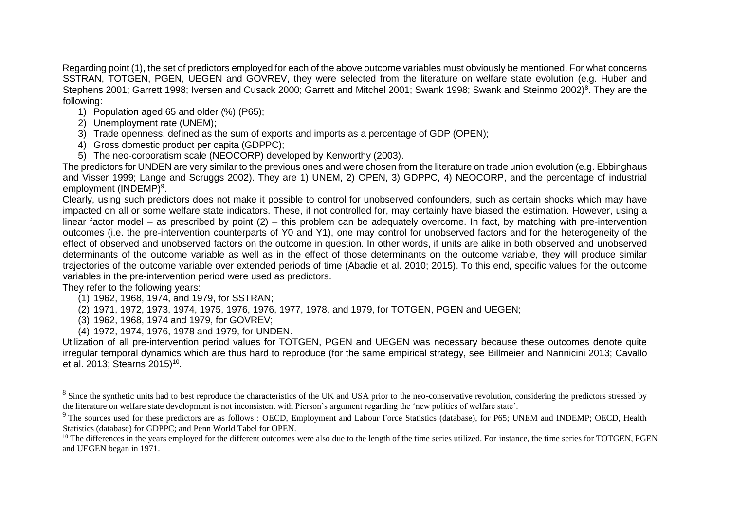Regarding point (1), the set of predictors employed for each of the above outcome variables must obviously be mentioned. For what concerns SSTRAN, TOTGEN, PGEN, UEGEN and GOVREV, they were selected from the literature on welfare state evolution (e.g. Huber and Stephens 2001; Garrett 1998; Iversen and Cusack 2000; Garrett and Mitchel 2001; Swank 1998; Swank and Steinmo 2002)[8]. They are the following:

1) Population aged 65 and older (%) (P65);
2) Unemployment rate (UNEM);
3) Trade openness, defined as the sum of exports and imports as a percentage of GDP (OPEN);
4) Gross domestic product per capita (GDPPC);
5) The neo-corporatism scale (NEOCORP) developed by Kenworthy (2003).

The predictors for UNDEN are very similar to the previous ones and were chosen from the literature on trade union evolution (e.g. Ebbinghaus and Visser 1999; Lange and Scruggs 2002). They are 1) UNEM, 2) OPEN, 3) GDPPC, 4) NEOCORP, and the percentage of industrial employment (INDEMP)[9].

Clearly, using such predictors does not make it possible to control for unobserved confounders, such as certain shocks which may have impacted on all or some welfare state indicators. These, if not controlled for, may certainly have biased the estimation. However, using a linear factor model – as prescribed by point (2) – this problem can be adequately overcome. In fact, by matching with pre-intervention outcomes (i.e. the pre-intervention counterparts of Y0 and Y1), one may control for unobserved factors and for the heterogeneity of the effect of observed and unobserved factors on the outcome in question. In other words, if units are alike in both observed and unobserved determinants of the outcome variable as well as in the effect of those determinants on the outcome variable, they will produce similar trajectories of the outcome variable over extended periods of time (Abadie et al. 2010; 2015). To this end, specific values for the outcome variables in the pre-intervention period were used as predictors.

They refer to the following years:

(1) 1962, 1968, 1974, and 1979, for SSTRAN;
(2) 1971, 1972, 1973, 1974, 1975, 1976, 1976, 1977, 1978, and 1979, for TOTGEN, PGEN and UEGEN;
(3) 1962, 1968, 1974 and 1979, for GOVREV;
(4) 1972, 1974, 1976, 1978 and 1979, for UNDEN.

Utilization of all pre-intervention period values for TOTGEN, PGEN and UEGEN was necessary because these outcomes denote quite irregular temporal dynamics which are thus hard to reproduce (for the same empirical strategy, see Billmeier and Nannicini 2013; Cavallo et al. 2013; Stearns 2015)[10].

---

[8] Since the synthetic units had to best reproduce the characteristics of the UK and USA prior to the neo-conservative revolution, considering the predictors stressed by the literature on welfare state development is not inconsistent with Pierson's argument regarding the 'new politics of welfare state'.

[9] The sources used for these predictors are as follows : OECD, Employment and Labour Force Statistics (database), for P65; UNEM and INDEMP; OECD, Health Statistics (database) for GDPPC; and Penn World Tabel for OPEN.

[10] The differences in the years employed for the different outcomes were also due to the length of the time series utilized. For instance, the time series for TOTGEN, PGEN and UEGEN began in 1971.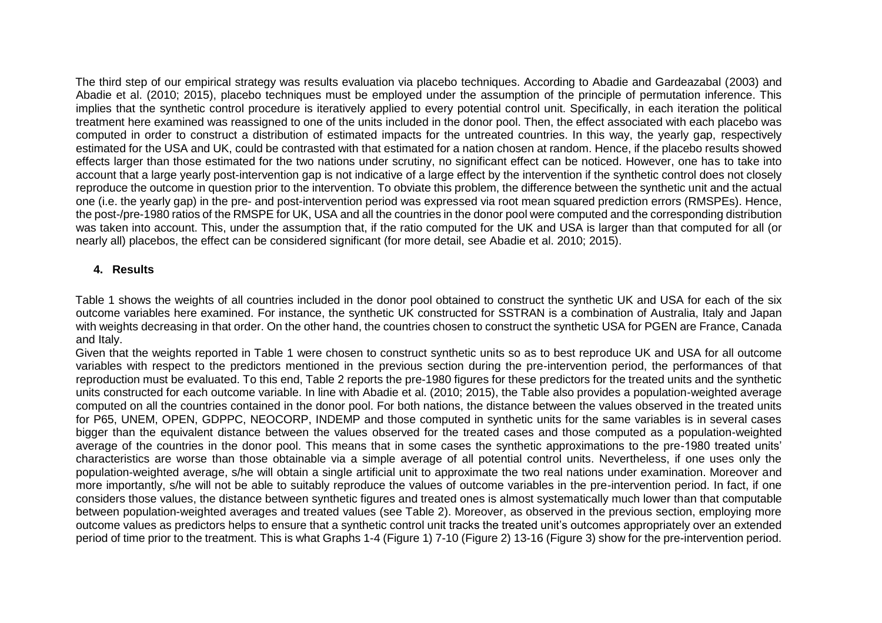The third step of our empirical strategy was results evaluation via placebo techniques. According to Abadie and Gardeazabal (2003) and Abadie et al. (2010; 2015), placebo techniques must be employed under the assumption of the principle of permutation inference. This implies that the synthetic control procedure is iteratively applied to every potential control unit. Specifically, in each iteration the political treatment here examined was reassigned to one of the units included in the donor pool. Then, the effect associated with each placebo was computed in order to construct a distribution of estimated impacts for the untreated countries. In this way, the yearly gap, respectively estimated for the USA and UK, could be contrasted with that estimated for a nation chosen at random. Hence, if the placebo results showed effects larger than those estimated for the two nations under scrutiny, no significant effect can be noticed. However, one has to take into account that a large yearly post-intervention gap is not indicative of a large effect by the intervention if the synthetic control does not closely reproduce the outcome in question prior to the intervention. To obviate this problem, the difference between the synthetic unit and the actual one (i.e. the yearly gap) in the pre- and post-intervention period was expressed via root mean squared prediction errors (RMSPEs). Hence, the post-/pre-1980 ratios of the RMSPE for UK, USA and all the countries in the donor pool were computed and the corresponding distribution was taken into account. This, under the assumption that, if the ratio computed for the UK and USA is larger than that computed for all (or nearly all) placebos, the effect can be considered significant (for more detail, see Abadie et al. 2010; 2015).

## 4. Results

Table 1 shows the weights of all countries included in the donor pool obtained to construct the synthetic UK and USA for each of the six outcome variables here examined. For instance, the synthetic UK constructed for SSTRAN is a combination of Australia, Italy and Japan with weights decreasing in that order. On the other hand, the countries chosen to construct the synthetic USA for PGEN are France, Canada and Italy.

Given that the weights reported in Table 1 were chosen to construct synthetic units so as to best reproduce UK and USA for all outcome variables with respect to the predictors mentioned in the previous section during the pre-intervention period, the performances of that reproduction must be evaluated. To this end, Table 2 reports the pre-1980 figures for these predictors for the treated units and the synthetic units constructed for each outcome variable. In line with Abadie et al. (2010; 2015), the Table also provides a population-weighted average computed on all the countries contained in the donor pool. For both nations, the distance between the values observed in the treated units for P65, UNEM, OPEN, GDPPC, NEOCORP, INDEMP and those computed in synthetic units for the same variables is in several cases bigger than the equivalent distance between the values observed for the treated cases and those computed as a population-weighted average of the countries in the donor pool. This means that in some cases the synthetic approximations to the pre-1980 treated units' characteristics are worse than those obtainable via a simple average of all potential control units. Nevertheless, if one uses only the population-weighted average, s/he will obtain a single artificial unit to approximate the two real nations under examination. Moreover and more importantly, s/he will not be able to suitably reproduce the values of outcome variables in the pre-intervention period. In fact, if one considers those values, the distance between synthetic figures and treated ones is almost systematically much lower than that computable between population-weighted averages and treated values (see Table 2). Moreover, as observed in the previous section, employing more outcome values as predictors helps to ensure that a synthetic control unit tracks the treated unit's outcomes appropriately over an extended period of time prior to the treatment. This is what Graphs 1-4 (Figure 1) 7-10 (Figure 2) 13-16 (Figure 3) show for the pre-intervention period.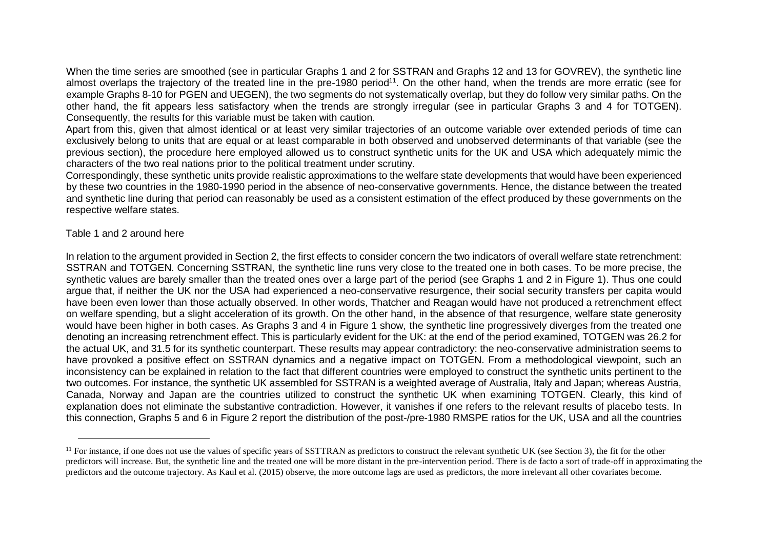When the time series are smoothed (see in particular Graphs 1 and 2 for SSTRAN and Graphs 12 and 13 for GOVREV), the synthetic line almost overlaps the trajectory of the treated line in the pre-1980 period[11]. On the other hand, when the trends are more erratic (see for example Graphs 8-10 for PGEN and UEGEN), the two segments do not systematically overlap, but they do follow very similar paths. On the other hand, the fit appears less satisfactory when the trends are strongly irregular (see in particular Graphs 3 and 4 for TOTGEN). Consequently, the results for this variable must be taken with caution.

Apart from this, given that almost identical or at least very similar trajectories of an outcome variable over extended periods of time can exclusively belong to units that are equal or at least comparable in both observed and unobserved determinants of that variable (see the previous section), the procedure here employed allowed us to construct synthetic units for the UK and USA which adequately mimic the characters of the two real nations prior to the political treatment under scrutiny.

Correspondingly, these synthetic units provide realistic approximations to the welfare state developments that would have been experienced by these two countries in the 1980-1990 period in the absence of neo-conservative governments. Hence, the distance between the treated and synthetic line during that period can reasonably be used as a consistent estimation of the effect produced by these governments on the respective welfare states.

Table 1 and 2 around here

In relation to the argument provided in Section 2, the first effects to consider concern the two indicators of overall welfare state retrenchment: SSTRAN and TOTGEN. Concerning SSTRAN, the synthetic line runs very close to the treated one in both cases. To be more precise, the synthetic values are barely smaller than the treated ones over a large part of the period (see Graphs 1 and 2 in Figure 1). Thus one could argue that, if neither the UK nor the USA had experienced a neo-conservative resurgence, their social security transfers per capita would have been even lower than those actually observed. In other words, Thatcher and Reagan would have not produced a retrenchment effect on welfare spending, but a slight acceleration of its growth. On the other hand, in the absence of that resurgence, welfare state generosity would have been higher in both cases. As Graphs 3 and 4 in Figure 1 show, the synthetic line progressively diverges from the treated one denoting an increasing retrenchment effect. This is particularly evident for the UK: at the end of the period examined, TOTGEN was 26.2 for the actual UK, and 31.5 for its synthetic counterpart. These results may appear contradictory: the neo-conservative administration seems to have provoked a positive effect on SSTRAN dynamics and a negative impact on TOTGEN. From a methodological viewpoint, such an inconsistency can be explained in relation to the fact that different countries were employed to construct the synthetic units pertinent to the two outcomes. For instance, the synthetic UK assembled for SSTRAN is a weighted average of Australia, Italy and Japan; whereas Austria, Canada, Norway and Japan are the countries utilized to construct the synthetic UK when examining TOTGEN. Clearly, this kind of explanation does not eliminate the substantive contradiction. However, it vanishes if one refers to the relevant results of placebo tests. In this connection, Graphs 5 and 6 in Figure 2 report the distribution of the post-/pre-1980 RMSPE ratios for the UK, USA and all the countries

[11] For instance, if one does not use the values of specific years of SSTTRAN as predictors to construct the relevant synthetic UK (see Section 3), the fit for the other predictors will increase. But, the synthetic line and the treated one will be more distant in the pre-intervention period. There is de facto a sort of trade-off in approximating the predictors and the outcome trajectory. As Kaul et al. (2015) observe, the more outcome lags are used as predictors, the more irrelevant all other covariates become.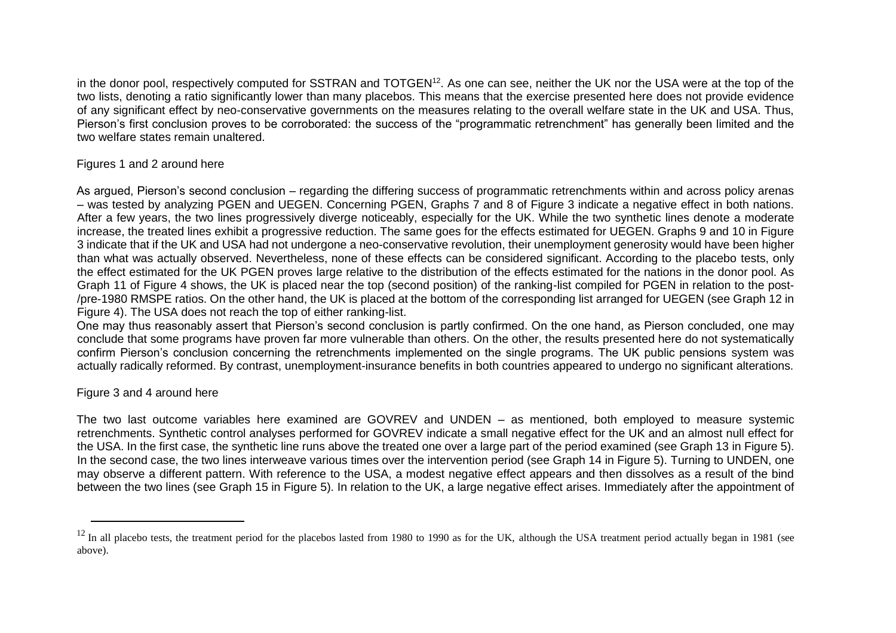in the donor pool, respectively computed for SSTRAN and TOTGEN[12]. As one can see, neither the UK nor the USA were at the top of the two lists, denoting a ratio significantly lower than many placebos. This means that the exercise presented here does not provide evidence of any significant effect by neo-conservative governments on the measures relating to the overall welfare state in the UK and USA. Thus, Pierson's first conclusion proves to be corroborated: the success of the "programmatic retrenchment" has generally been limited and the two welfare states remain unaltered.

Figures 1 and 2 around here

As argued, Pierson's second conclusion – regarding the differing success of programmatic retrenchments within and across policy arenas – was tested by analyzing PGEN and UEGEN. Concerning PGEN, Graphs 7 and 8 of Figure 3 indicate a negative effect in both nations. After a few years, the two lines progressively diverge noticeably, especially for the UK. While the two synthetic lines denote a moderate increase, the treated lines exhibit a progressive reduction. The same goes for the effects estimated for UEGEN. Graphs 9 and 10 in Figure 3 indicate that if the UK and USA had not undergone a neo-conservative revolution, their unemployment generosity would have been higher than what was actually observed. Nevertheless, none of these effects can be considered significant. According to the placebo tests, only the effect estimated for the UK PGEN proves large relative to the distribution of the effects estimated for the nations in the donor pool. As Graph 11 of Figure 4 shows, the UK is placed near the top (second position) of the ranking-list compiled for PGEN in relation to the post-/pre-1980 RMSPE ratios. On the other hand, the UK is placed at the bottom of the corresponding list arranged for UEGEN (see Graph 12 in Figure 4). The USA does not reach the top of either ranking-list.

One may thus reasonably assert that Pierson's second conclusion is partly confirmed. On the one hand, as Pierson concluded, one may conclude that some programs have proven far more vulnerable than others. On the other, the results presented here do not systematically confirm Pierson's conclusion concerning the retrenchments implemented on the single programs. The UK public pensions system was actually radically reformed. By contrast, unemployment-insurance benefits in both countries appeared to undergo no significant alterations.

Figure 3 and 4 around here

The two last outcome variables here examined are GOVREV and UNDEN – as mentioned, both employed to measure systemic retrenchments. Synthetic control analyses performed for GOVREV indicate a small negative effect for the UK and an almost null effect for the USA. In the first case, the synthetic line runs above the treated one over a large part of the period examined (see Graph 13 in Figure 5). In the second case, the two lines interweave various times over the intervention period (see Graph 14 in Figure 5). Turning to UNDEN, one may observe a different pattern. With reference to the USA, a modest negative effect appears and then dissolves as a result of the bind between the two lines (see Graph 15 in Figure 5). In relation to the UK, a large negative effect arises. Immediately after the appointment of

[12] In all placebo tests, the treatment period for the placebos lasted from 1980 to 1990 as for the UK, although the USA treatment period actually began in 1981 (see above).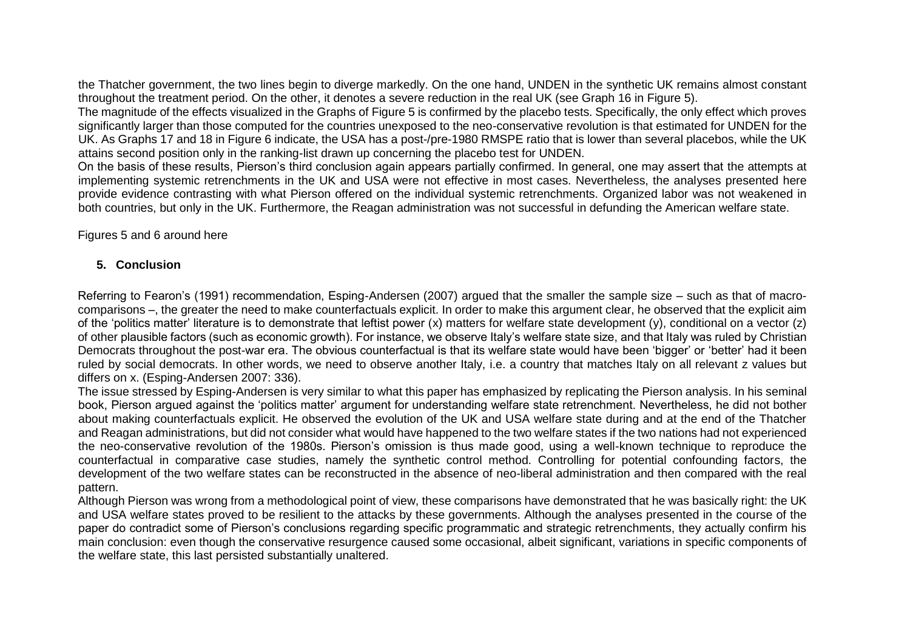the Thatcher government, the two lines begin to diverge markedly. On the one hand, UNDEN in the synthetic UK remains almost constant throughout the treatment period. On the other, it denotes a severe reduction in the real UK (see Graph 16 in Figure 5).

The magnitude of the effects visualized in the Graphs of Figure 5 is confirmed by the placebo tests. Specifically, the only effect which proves significantly larger than those computed for the countries unexposed to the neo-conservative revolution is that estimated for UNDEN for the UK. As Graphs 17 and 18 in Figure 6 indicate, the USA has a post-/pre-1980 RMSPE ratio that is lower than several placebos, while the UK attains second position only in the ranking-list drawn up concerning the placebo test for UNDEN.

On the basis of these results, Pierson's third conclusion again appears partially confirmed. In general, one may assert that the attempts at implementing systemic retrenchments in the UK and USA were not effective in most cases. Nevertheless, the analyses presented here provide evidence contrasting with what Pierson offered on the individual systemic retrenchments. Organized labor was not weakened in both countries, but only in the UK. Furthermore, the Reagan administration was not successful in defunding the American welfare state.

Figures 5 and 6 around here

## 5. Conclusion

Referring to Fearon's (1991) recommendation, Esping-Andersen (2007) argued that the smaller the sample size – such as that of macro-comparisons –, the greater the need to make counterfactuals explicit. In order to make this argument clear, he observed that the explicit aim of the 'politics matter' literature is to demonstrate that leftist power (x) matters for welfare state development (y), conditional on a vector (z) of other plausible factors (such as economic growth). For instance, we observe Italy's welfare state size, and that Italy was ruled by Christian Democrats throughout the post-war era. The obvious counterfactual is that its welfare state would have been 'bigger' or 'better' had it been ruled by social democrats. In other words, we need to observe another Italy, i.e. a country that matches Italy on all relevant z values but differs on x. (Esping-Andersen 2007: 336).

The issue stressed by Esping-Andersen is very similar to what this paper has emphasized by replicating the Pierson analysis. In his seminal book, Pierson argued against the 'politics matter' argument for understanding welfare state retrenchment. Nevertheless, he did not bother about making counterfactuals explicit. He observed the evolution of the UK and USA welfare state during and at the end of the Thatcher and Reagan administrations, but did not consider what would have happened to the two welfare states if the two nations had not experienced the neo-conservative revolution of the 1980s. Pierson's omission is thus made good, using a well-known technique to reproduce the counterfactual in comparative case studies, namely the synthetic control method. Controlling for potential confounding factors, the development of the two welfare states can be reconstructed in the absence of neo-liberal administration and then compared with the real pattern.

Although Pierson was wrong from a methodological point of view, these comparisons have demonstrated that he was basically right: the UK and USA welfare states proved to be resilient to the attacks by these governments. Although the analyses presented in the course of the paper do contradict some of Pierson's conclusions regarding specific programmatic and strategic retrenchments, they actually confirm his main conclusion: even though the conservative resurgence caused some occasional, albeit significant, variations in specific components of the welfare state, this last persisted substantially unaltered.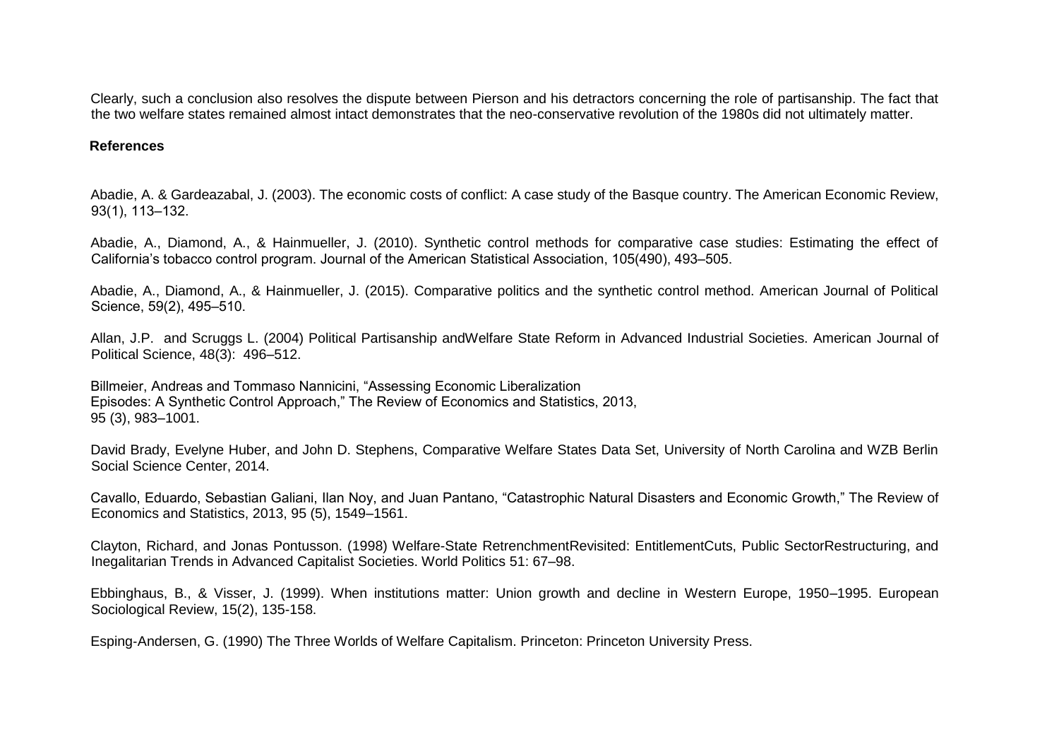Clearly, such a conclusion also resolves the dispute between Pierson and his detractors concerning the role of partisanship. The fact that the two welfare states remained almost intact demonstrates that the neo-conservative revolution of the 1980s did not ultimately matter.

## References

Abadie, A. & Gardeazabal, J. (2003). The economic costs of conflict: A case study of the Basque country. The American Economic Review, 93(1), 113–132.

Abadie, A., Diamond, A., & Hainmueller, J. (2010). Synthetic control methods for comparative case studies: Estimating the effect of California's tobacco control program. Journal of the American Statistical Association, 105(490), 493–505.

Abadie, A., Diamond, A., & Hainmueller, J. (2015). Comparative politics and the synthetic control method. American Journal of Political Science, 59(2), 495–510.

Allan, J.P. and Scruggs L. (2004) Political Partisanship andWelfare State Reform in Advanced Industrial Societies. American Journal of Political Science, 48(3): 496–512.

Billmeier, Andreas and Tommaso Nannicini, "Assessing Economic Liberalization Episodes: A Synthetic Control Approach," The Review of Economics and Statistics, 2013, 95 (3), 983–1001.

David Brady, Evelyne Huber, and John D. Stephens, Comparative Welfare States Data Set, University of North Carolina and WZB Berlin Social Science Center, 2014.

Cavallo, Eduardo, Sebastian Galiani, Ilan Noy, and Juan Pantano, "Catastrophic Natural Disasters and Economic Growth," The Review of Economics and Statistics, 2013, 95 (5), 1549–1561.

Clayton, Richard, and Jonas Pontusson. (1998) Welfare-State RetrenchmentRevisited: EntitlementCuts, Public SectorRestructuring, and Inegalitarian Trends in Advanced Capitalist Societies. World Politics 51: 67–98.

Ebbinghaus, B., & Visser, J. (1999). When institutions matter: Union growth and decline in Western Europe, 1950–1995. European Sociological Review, 15(2), 135-158.

Esping-Andersen, G. (1990) The Three Worlds of Welfare Capitalism. Princeton: Princeton University Press.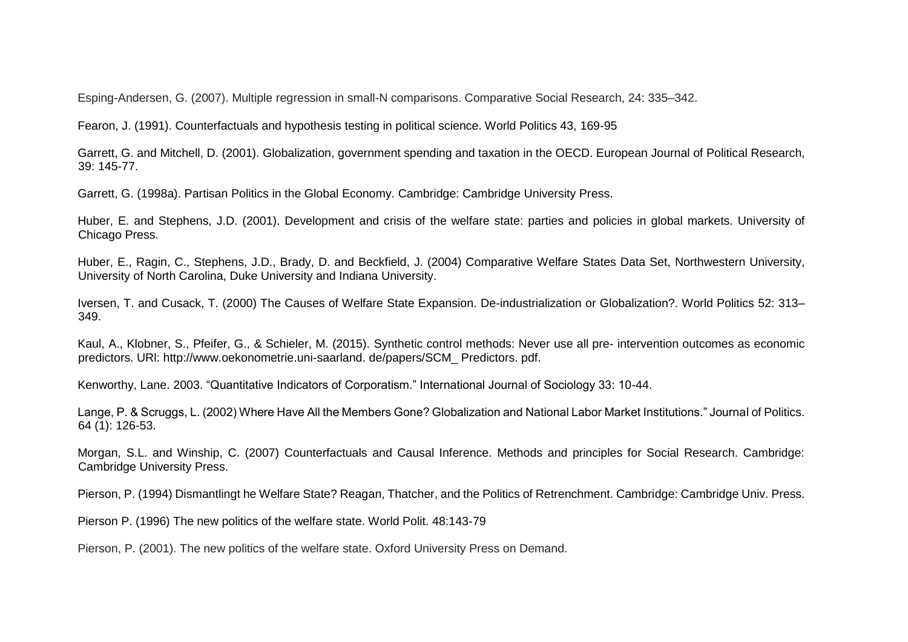Esping-Andersen, G. (2007). Multiple regression in small-N comparisons. Comparative Social Research, 24: 335–342.

Fearon, J. (1991). Counterfactuals and hypothesis testing in political science. World Politics 43, 169-95

Garrett, G. and Mitchell, D. (2001). Globalization, government spending and taxation in the OECD. European Journal of Political Research, 39: 145-77.

Garrett, G. (1998a). Partisan Politics in the Global Economy. Cambridge: Cambridge University Press.

Huber, E. and Stephens, J.D. (2001). Development and crisis of the welfare state: parties and policies in global markets. University of Chicago Press.

Huber, E., Ragin, C., Stephens, J.D., Brady, D. and Beckfield, J. (2004) Comparative Welfare States Data Set, Northwestern University, University of North Carolina, Duke University and Indiana University.

Iversen, T. and Cusack, T. (2000) The Causes of Welfare State Expansion. De-industrialization or Globalization?. World Politics 52: 313–349.

Kaul, A., Klobner, S., Pfeifer, G., & Schieler, M. (2015). Synthetic control methods: Never use all pre- intervention outcomes as economic predictors. URl: http://www.oekonometrie.uni-saarland. de/papers/SCM_ Predictors. pdf.

Kenworthy, Lane. 2003. "Quantitative Indicators of Corporatism." International Journal of Sociology 33: 10-44.

Lange, P. & Scruggs, L. (2002) Where Have All the Members Gone? Globalization and National Labor Market Institutions." Journal of Politics. 64 (1): 126-53.

Morgan, S.L. and Winship, C. (2007) Counterfactuals and Causal Inference. Methods and principles for Social Research. Cambridge: Cambridge University Press.

Pierson, P. (1994) Dismantlingt he Welfare State? Reagan, Thatcher, and the Politics of Retrenchment. Cambridge: Cambridge Univ. Press.

Pierson P. (1996) The new politics of the welfare state. World Polit. 48:143-79

Pierson, P. (2001). The new politics of the welfare state. Oxford University Press on Demand.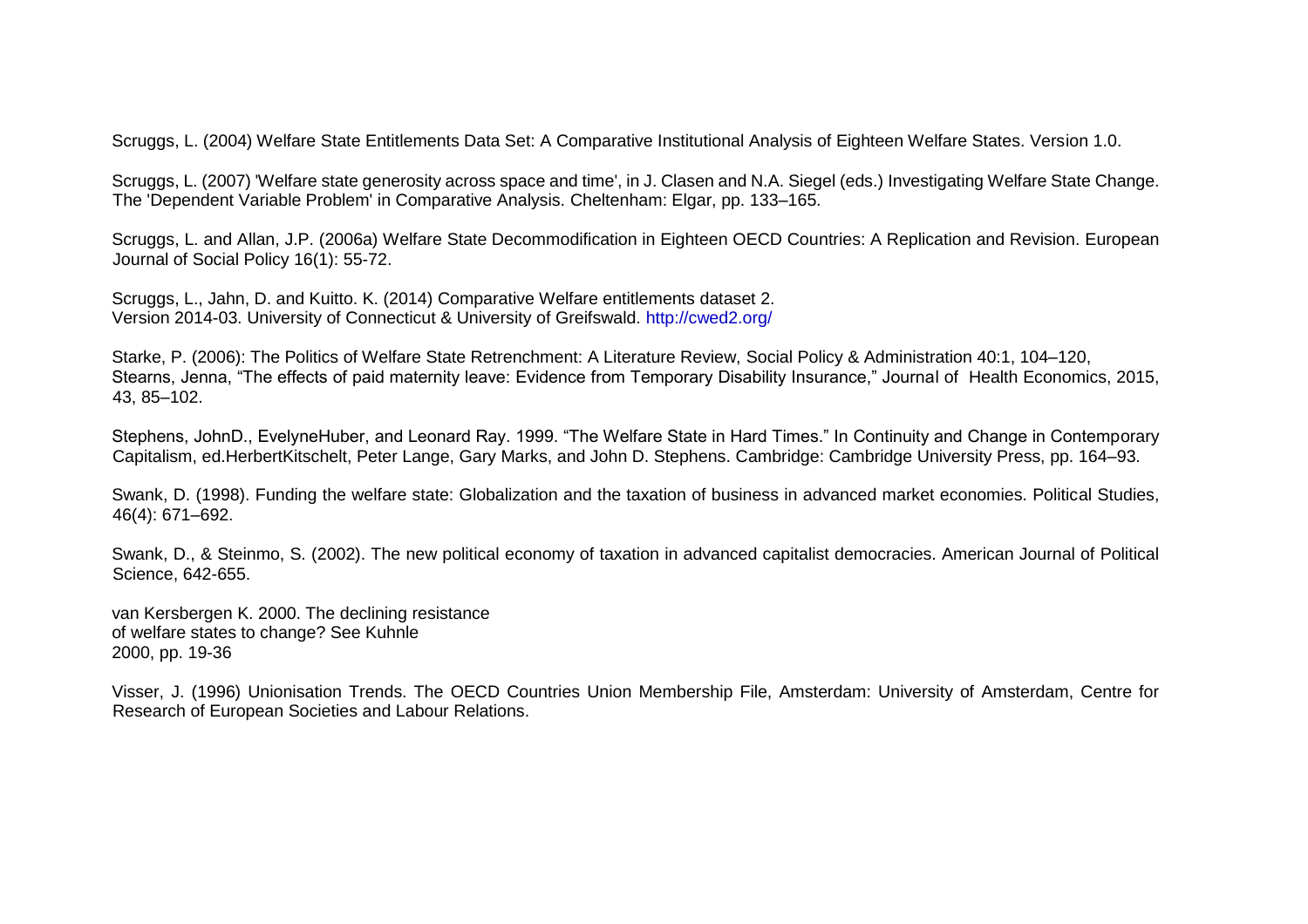Scruggs, L. (2004) Welfare State Entitlements Data Set: A Comparative Institutional Analysis of Eighteen Welfare States. Version 1.0.

Scruggs, L. (2007) 'Welfare state generosity across space and time', in J. Clasen and N.A. Siegel (eds.) Investigating Welfare State Change. The 'Dependent Variable Problem' in Comparative Analysis. Cheltenham: Elgar, pp. 133–165.

Scruggs, L. and Allan, J.P. (2006a) Welfare State Decommodification in Eighteen OECD Countries: A Replication and Revision. European Journal of Social Policy 16(1): 55-72.

Scruggs, L., Jahn, D. and Kuitto. K. (2014) Comparative Welfare entitlements dataset 2. Version 2014-03. University of Connecticut & University of Greifswald. http://cwed2.org/

Starke, P. (2006): The Politics of Welfare State Retrenchment: A Literature Review, Social Policy & Administration 40:1, 104–120,
Stearns, Jenna, "The effects of paid maternity leave: Evidence from Temporary Disability Insurance," Journal of Health Economics, 2015, 43, 85–102.

Stephens, JohnD., EvelyneHuber, and Leonard Ray. 1999. "The Welfare State in Hard Times." In Continuity and Change in Contemporary Capitalism, ed.HerbertKitschelt, Peter Lange, Gary Marks, and John D. Stephens. Cambridge: Cambridge University Press, pp. 164–93.

Swank, D. (1998). Funding the welfare state: Globalization and the taxation of business in advanced market economies. Political Studies, 46(4): 671–692.

Swank, D., & Steinmo, S. (2002). The new political economy of taxation in advanced capitalist democracies. American Journal of Political Science, 642-655.

van Kersbergen K. 2000. The declining resistance of welfare states to change? See Kuhnle 2000, pp. 19-36

Visser, J. (1996) Unionisation Trends. The OECD Countries Union Membership File, Amsterdam: University of Amsterdam, Centre for Research of European Societies and Labour Relations.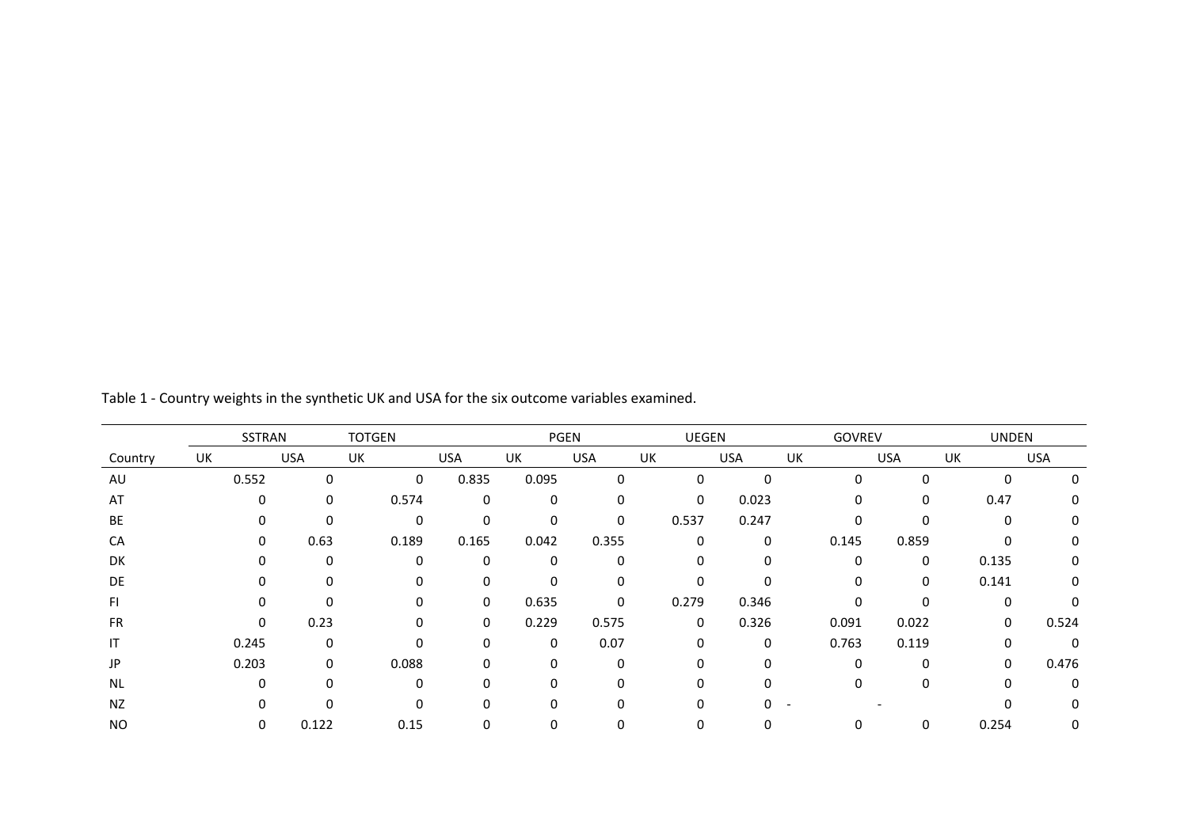Table 1 - Country weights in the synthetic UK and USA for the six outcome variables examined.

| | SSTRAN | | TOTGEN | | PGEN | | UEGEN | | GOVREV | | UNDEN | |
|---|---|---|---|---|---|---|---|---|---|---|---|---|
| Country | UK | USA | UK | USA | UK | USA | UK | USA | UK | USA | UK | USA |
| AU | 0.552 | 0 | 0 | 0.835 | 0.095 | 0 | 0 | 0 | 0 | 0 | 0 | 0 |
| AT | 0 | 0 | 0.574 | 0 | 0 | 0 | 0 | 0.023 | 0 | 0 | 0.47 | 0 |
| BE | 0 | 0 | 0 | 0 | 0 | 0 | 0.537 | 0.247 | 0 | 0 | 0 | 0 |
| CA | 0 | 0.63 | 0.189 | 0.165 | 0.042 | 0.355 | 0 | 0 | 0.145 | 0.859 | 0 | 0 |
| DK | 0 | 0 | 0 | 0 | 0 | 0 | 0 | 0 | 0 | 0 | 0.135 | 0 |
| DE | 0 | 0 | 0 | 0 | 0 | 0 | 0 | 0 | 0 | 0 | 0.141 | 0 |
| FI | 0 | 0 | 0 | 0 | 0.635 | 0 | 0.279 | 0.346 | 0 | 0 | 0 | 0 |
| FR | 0 | 0.23 | 0 | 0 | 0.229 | 0.575 | 0 | 0.326 | 0.091 | 0.022 | 0 | 0.524 |
| IT | 0.245 | 0 | 0 | 0 | 0 | 0.07 | 0 | 0 | 0.763 | 0.119 | 0 | 0 |
| JP | 0.203 | 0 | 0.088 | 0 | 0 | 0 | 0 | 0 | 0 | 0 | 0 | 0.476 |
| NL | 0 | 0 | 0 | 0 | 0 | 0 | 0 | 0 | 0 | 0 | 0 | 0 |
| NZ | 0 | 0 | 0 | 0 | 0 | 0 | 0 | 0 | - | - | 0 | 0 |
| NO | 0 | 0.122 | 0.15 | 0 | 0 | 0 | 0 | 0 | 0 | 0 | 0.254 | 0 |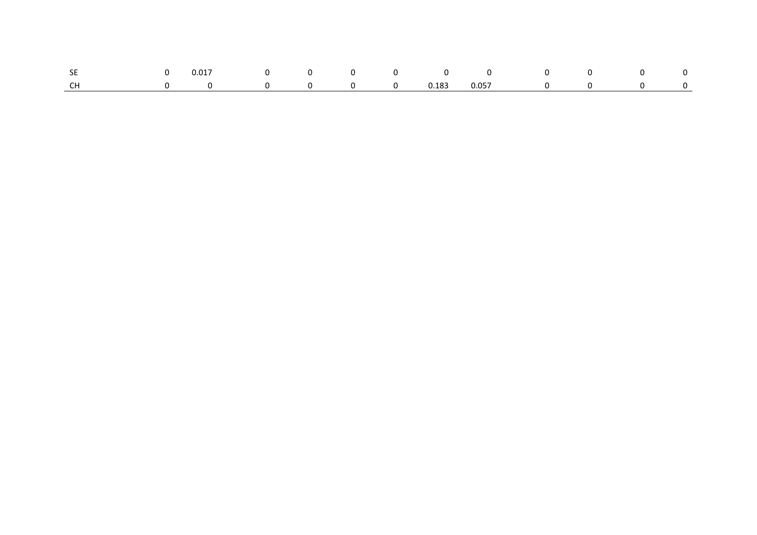| | | | | | | | | | | | | |
|---|---|---|---|---|---|---|---|---|---|---|---|---|
| SE | 0 | 0.017 | 0 | 0 | 0 | 0 | 0 | 0 | 0 | 0 | 0 | 0 |
| CH | 0 | 0 | 0 | 0 | 0 | 0 | 0.183 | 0.057 | 0 | 0 | 0 | 0 |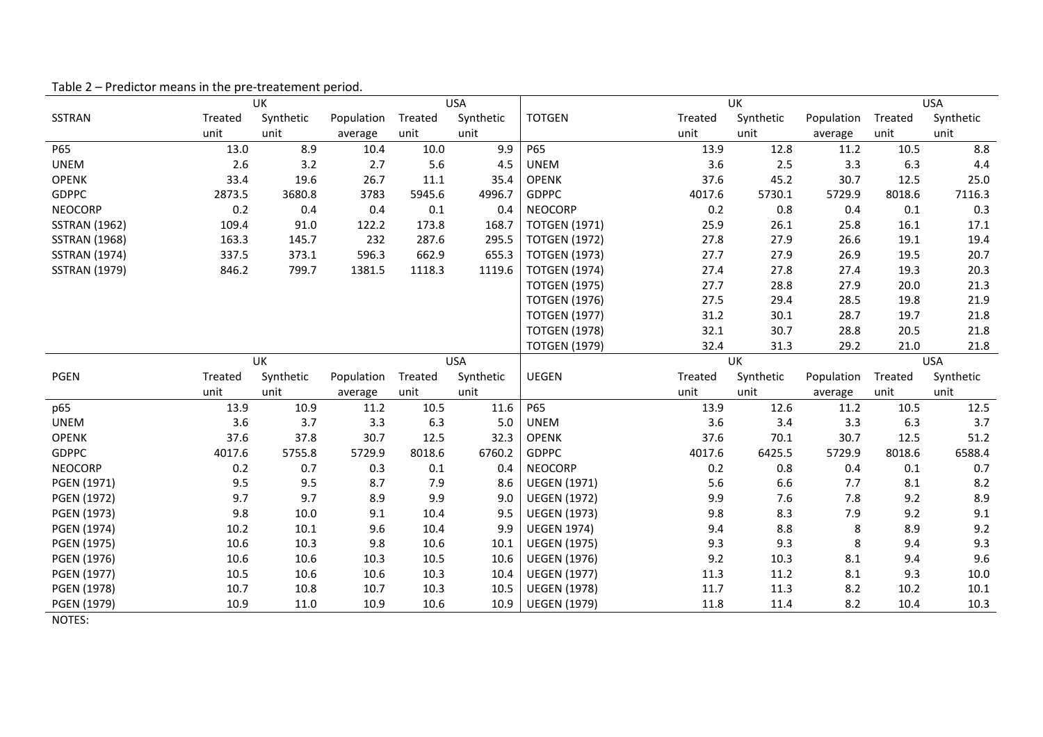Table 2 – Predictor means in the pre-treatement period.

| | UK | | | USA | |
|---|---|---|---|---|---|
| SSTRAN | Treated unit | Synthetic unit | Population average | Treated unit | Synthetic unit |
| P65 | 13.0 | 8.9 | 10.4 | 10.0 | 9.9 |
| UNEM | 2.6 | 3.2 | 2.7 | 5.6 | 4.5 |
| OPENK | 33.4 | 19.6 | 26.7 | 11.1 | 35.4 |
| GDPPC | 2873.5 | 3680.8 | 3783 | 5945.6 | 4996.7 |
| NEOCORP | 0.2 | 0.4 | 0.4 | 0.1 | 0.4 |
| SSTRAN (1962) | 109.4 | 91.0 | 122.2 | 173.8 | 168.7 |
| SSTRAN (1968) | 163.3 | 145.7 | 232 | 287.6 | 295.5 |
| SSTRAN (1974) | 337.5 | 373.1 | 596.3 | 662.9 | 655.3 |
| SSTRAN (1979) | 846.2 | 799.7 | 1381.5 | 1118.3 | 1119.6 |

| | UK | | | USA | |
|---|---|---|---|---|---|
| TOTGEN | Treated unit | Synthetic unit | Population average | Treated unit | Synthetic unit |
| P65 | 13.9 | 12.8 | 11.2 | 10.5 | 8.8 |
| UNEM | 3.6 | 2.5 | 3.3 | 6.3 | 4.4 |
| OPENK | 37.6 | 45.2 | 30.7 | 12.5 | 25.0 |
| GDPPC | 4017.6 | 5730.1 | 5729.9 | 8018.6 | 7116.3 |
| NEOCORP | 0.2 | 0.8 | 0.4 | 0.1 | 0.3 |
| TOTGEN (1971) | 25.9 | 26.1 | 25.8 | 16.1 | 17.1 |
| TOTGEN (1972) | 27.8 | 27.9 | 26.6 | 19.1 | 19.4 |
| TOTGEN (1973) | 27.7 | 27.9 | 26.9 | 19.5 | 20.7 |
| TOTGEN (1974) | 27.4 | 27.8 | 27.4 | 19.3 | 20.3 |
| TOTGEN (1975) | 27.7 | 28.8 | 27.9 | 20.0 | 21.3 |
| TOTGEN (1976) | 27.5 | 29.4 | 28.5 | 19.8 | 21.9 |
| TOTGEN (1977) | 31.2 | 30.1 | 28.7 | 19.7 | 21.8 |
| TOTGEN (1978) | 32.1 | 30.7 | 28.8 | 20.5 | 21.8 |
| TOTGEN (1979) | 32.4 | 31.3 | 29.2 | 21.0 | 21.8 |

| | UK | | | USA | |
|---|---|---|---|---|---|
| PGEN | Treated unit | Synthetic unit | Population average | Treated unit | Synthetic unit |
| p65 | 13.9 | 10.9 | 11.2 | 10.5 | 11.6 |
| UNEM | 3.6 | 3.7 | 3.3 | 6.3 | 5.0 |
| OPENK | 37.6 | 37.8 | 30.7 | 12.5 | 32.3 |
| GDPPC | 4017.6 | 5755.8 | 5729.9 | 8018.6 | 6760.2 |
| NEOCORP | 0.2 | 0.7 | 0.3 | 0.1 | 0.4 |
| PGEN (1971) | 9.5 | 9.5 | 8.7 | 7.9 | 8.6 |
| PGEN (1972) | 9.7 | 9.7 | 8.9 | 9.9 | 9.0 |
| PGEN (1973) | 9.8 | 10.0 | 9.1 | 10.4 | 9.5 |
| PGEN (1974) | 10.2 | 10.1 | 9.6 | 10.4 | 9.9 |
| PGEN (1975) | 10.6 | 10.3 | 9.8 | 10.6 | 10.1 |
| PGEN (1976) | 10.6 | 10.6 | 10.3 | 10.5 | 10.6 |
| PGEN (1977) | 10.5 | 10.6 | 10.6 | 10.3 | 10.4 |
| PGEN (1978) | 10.7 | 10.8 | 10.7 | 10.3 | 10.5 |
| PGEN (1979) | 10.9 | 11.0 | 10.9 | 10.6 | 10.9 |

| | UK | | | USA | |
|---|---|---|---|---|---|
| UEGEN | Treated unit | Synthetic unit | Population average | Treated unit | Synthetic unit |
| P65 | 13.9 | 12.6 | 11.2 | 10.5 | 12.5 |
| UNEM | 3.6 | 3.4 | 3.3 | 6.3 | 3.7 |
| OPENK | 37.6 | 70.1 | 30.7 | 12.5 | 51.2 |
| GDPPC | 4017.6 | 6425.5 | 5729.9 | 8018.6 | 6588.4 |
| NEOCORP | 0.2 | 0.8 | 0.4 | 0.1 | 0.7 |
| UEGEN (1971) | 5.6 | 6.6 | 7.7 | 8.1 | 8.2 |
| UEGEN (1972) | 9.9 | 7.6 | 7.8 | 9.2 | 8.9 |
| UEGEN (1973) | 9.8 | 8.3 | 7.9 | 9.2 | 9.1 |
| UEGEN 1974) | 9.4 | 8.8 | 8 | 8.9 | 9.2 |
| UEGEN (1975) | 9.3 | 9.3 | 8 | 9.4 | 9.3 |
| UEGEN (1976) | 9.2 | 10.3 | 8.1 | 9.4 | 9.6 |
| UEGEN (1977) | 11.3 | 11.2 | 8.1 | 9.3 | 10.0 |
| UEGEN (1978) | 11.7 | 11.3 | 8.2 | 10.2 | 10.1 |
| UEGEN (1979) | 11.8 | 11.4 | 8.2 | 10.4 | 10.3 |

NOTES: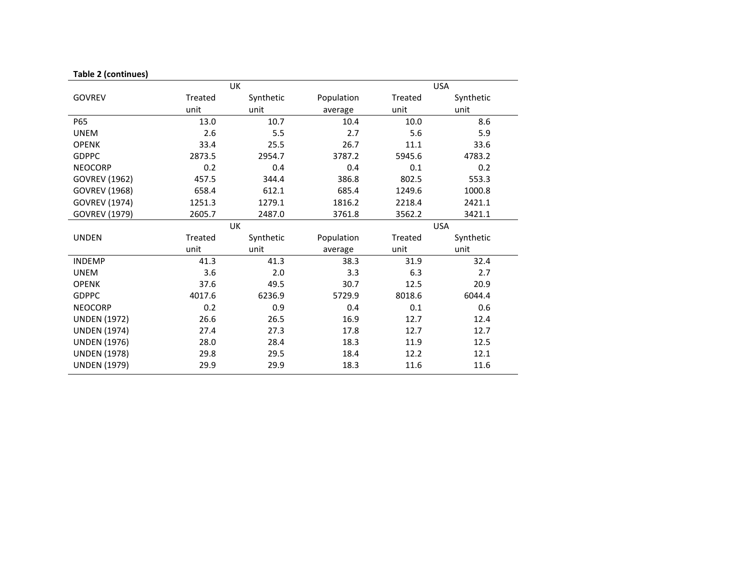**Table 2 (continues)**

| GOVREV | UK Treated unit | UK Synthetic unit | Population average | USA Treated unit | USA Synthetic unit |
|---|---|---|---|---|---|
| P65 | 13.0 | 10.7 | 10.4 | 10.0 | 8.6 |
| UNEM | 2.6 | 5.5 | 2.7 | 5.6 | 5.9 |
| OPENK | 33.4 | 25.5 | 26.7 | 11.1 | 33.6 |
| GDPPC | 2873.5 | 2954.7 | 3787.2 | 5945.6 | 4783.2 |
| NEOCORP | 0.2 | 0.4 | 0.4 | 0.1 | 0.2 |
| GOVREV (1962) | 457.5 | 344.4 | 386.8 | 802.5 | 553.3 |
| GOVREV (1968) | 658.4 | 612.1 | 685.4 | 1249.6 | 1000.8 |
| GOVREV (1974) | 1251.3 | 1279.1 | 1816.2 | 2218.4 | 2421.1 |
| GOVREV (1979) | 2605.7 | 2487.0 | 3761.8 | 3562.2 | 3421.1 |

| UNDEN | UK Treated unit | UK Synthetic unit | Population average | USA Treated unit | USA Synthetic unit |
|---|---|---|---|---|---|
| INDEMP | 41.3 | 41.3 | 38.3 | 31.9 | 32.4 |
| UNEM | 3.6 | 2.0 | 3.3 | 6.3 | 2.7 |
| OPENK | 37.6 | 49.5 | 30.7 | 12.5 | 20.9 |
| GDPPC | 4017.6 | 6236.9 | 5729.9 | 8018.6 | 6044.4 |
| NEOCORP | 0.2 | 0.9 | 0.4 | 0.1 | 0.6 |
| UNDEN (1972) | 26.6 | 26.5 | 16.9 | 12.7 | 12.4 |
| UNDEN (1974) | 27.4 | 27.3 | 17.8 | 12.7 | 12.7 |
| UNDEN (1976) | 28.0 | 28.4 | 18.3 | 11.9 | 12.5 |
| UNDEN (1978) | 29.8 | 29.5 | 18.4 | 12.2 | 12.1 |
| UNDEN (1979) | 29.9 | 29.9 | 18.3 | 11.6 | 11.6 |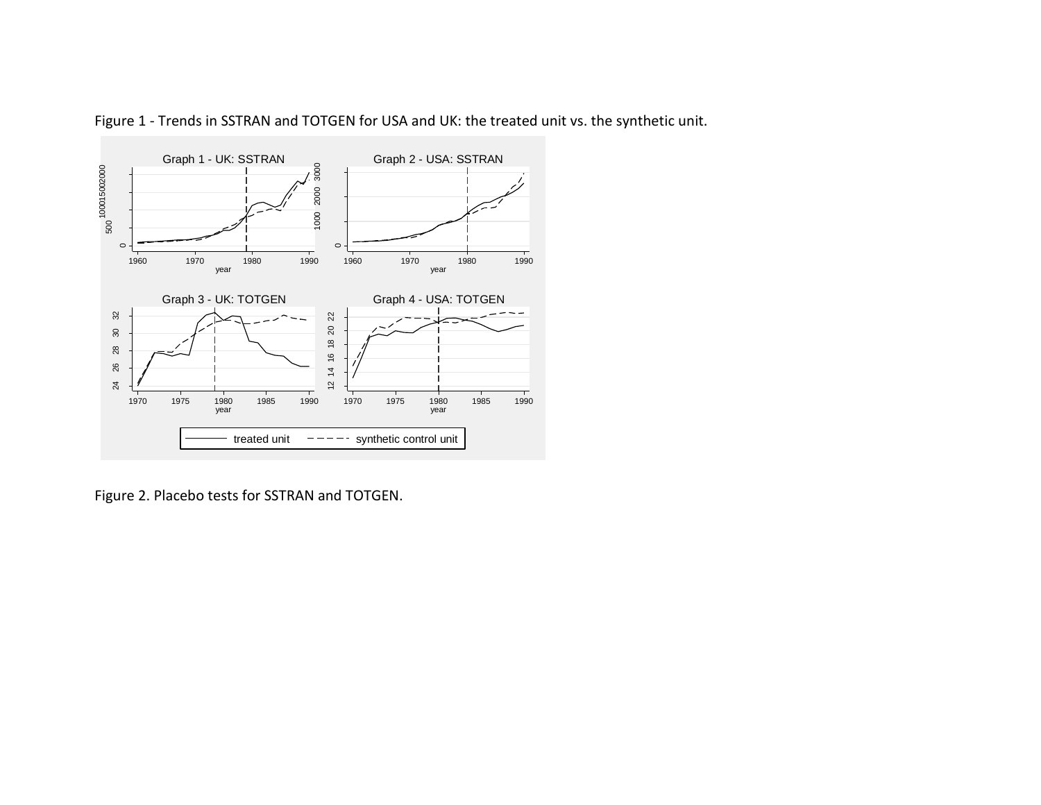Figure 1 - Trends in SSTRAN and TOTGEN for USA and UK: the treated unit vs. the synthetic unit.

Figure 2. Placebo tests for SSTRAN and TOTGEN.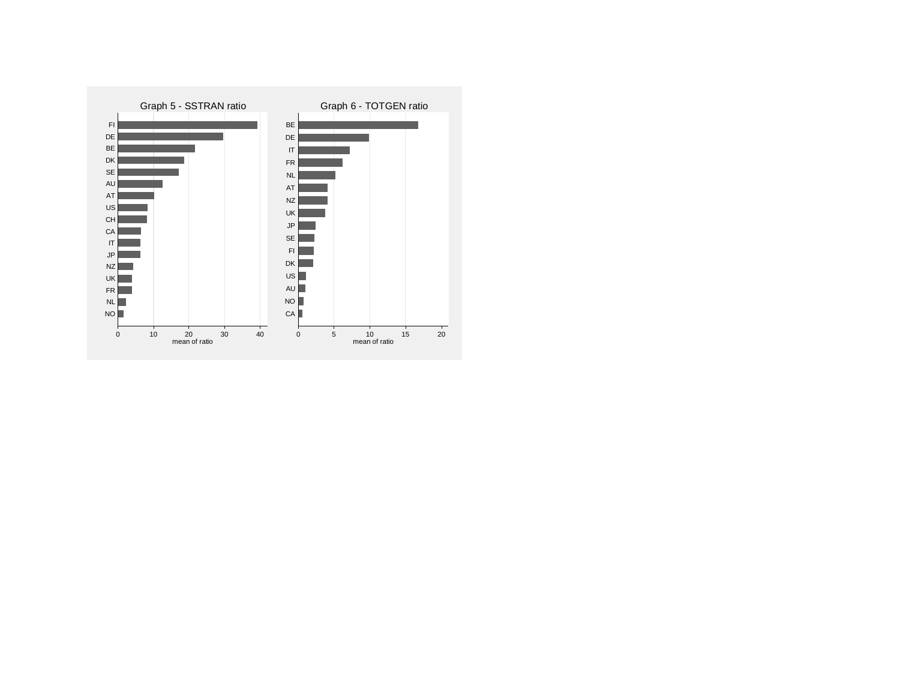Graph 5 - SSTRAN ratio

FI
DE
BE
DK
SE
AU
AT
US
CH
CA
IT
JP
NZ
UK
FR
NL
NO

0 10 20 30 40

mean of ratio

Graph 6 - TOTGEN ratio

BE
DE
IT
FR
NL
AT
NZ
UK
JP
SE
FI
DK
US
AU
NO
CA

0 5 10 15 20

mean of ratio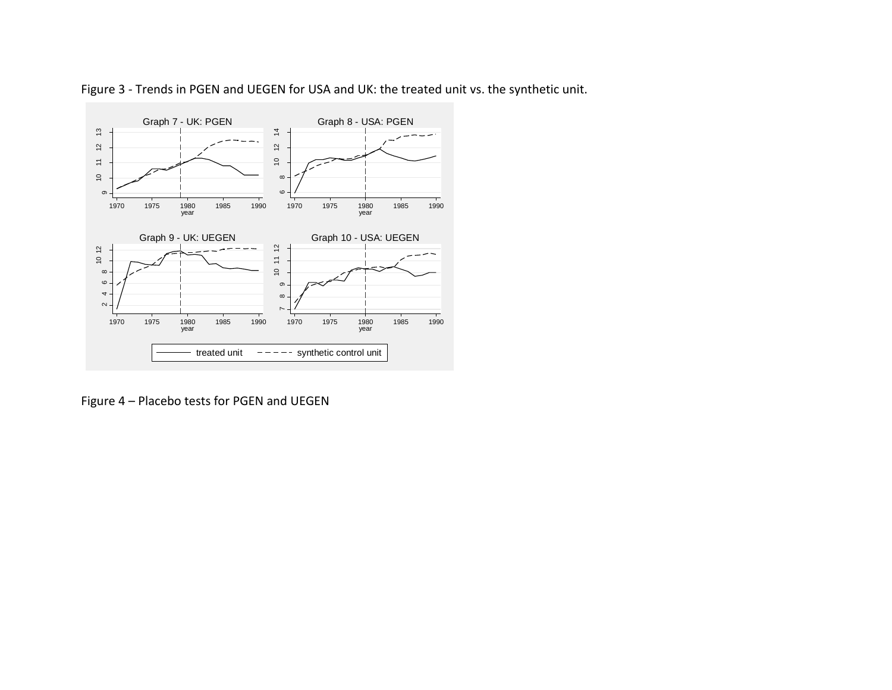Figure 3 - Trends in PGEN and UEGEN for USA and UK: the treated unit vs. the synthetic unit.

Figure 4 – Placebo tests for PGEN and UEGEN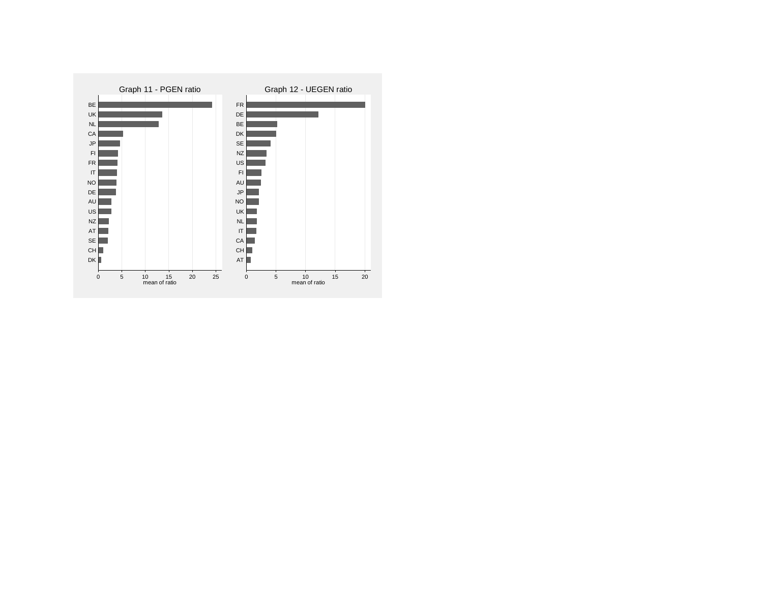Graph 11 - PGEN ratio

Graph 12 - UEGEN ratio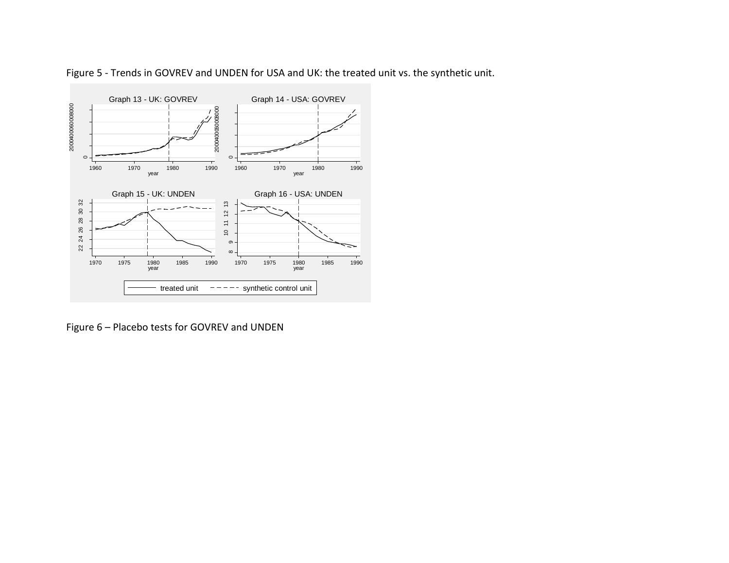Figure 5 - Trends in GOVREV and UNDEN for USA and UK: the treated unit vs. the synthetic unit.

Figure 6 – Placebo tests for GOVREV and UNDEN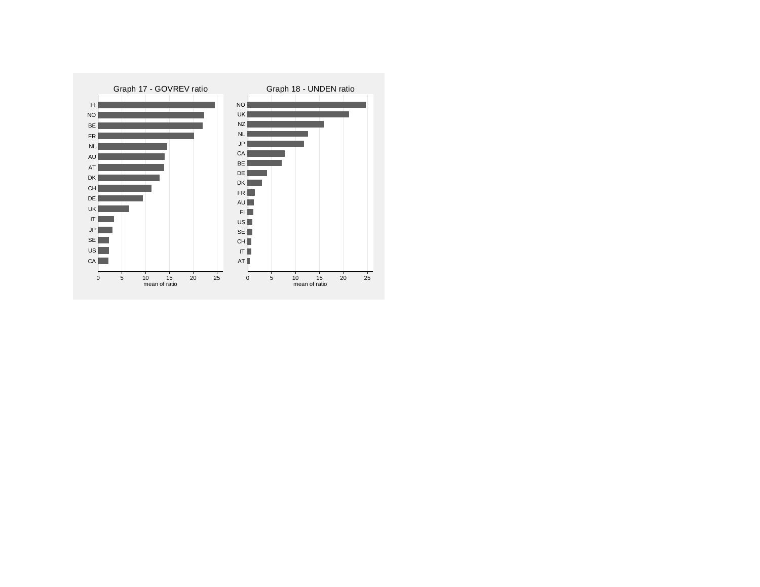Graph 17 - GOVREV ratio

FI
NO
BE
FR
NL
AU
AT
DK
CH
DE
UK
IT
JP
SE
US
CA

0 5 10 15 20 25

mean of ratio

Graph 18 - UNDEN ratio

NO
UK
NZ
NL
JP
CA
BE
DE
DK
FR
AU
FI
US
SE
CH
IT
AT

0 5 10 15 20 25

mean of ratio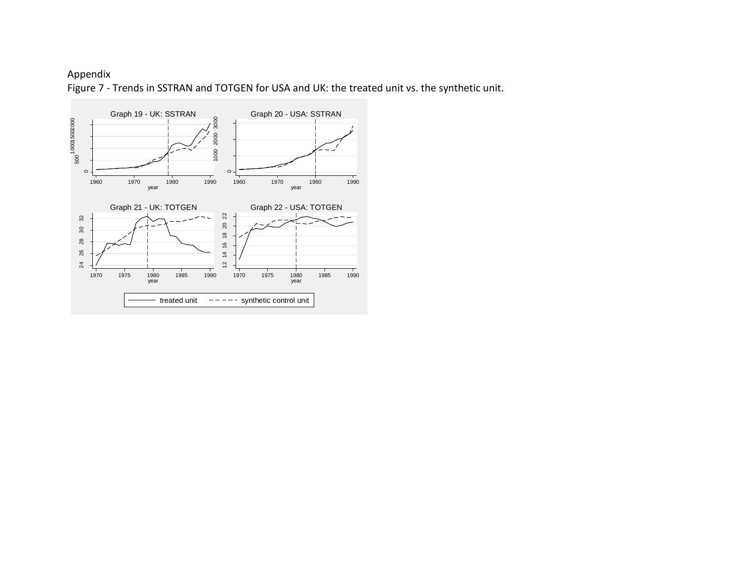Appendix

Figure 7 - Trends in SSTRAN and TOTGEN for USA and UK: the treated unit vs. the synthetic unit.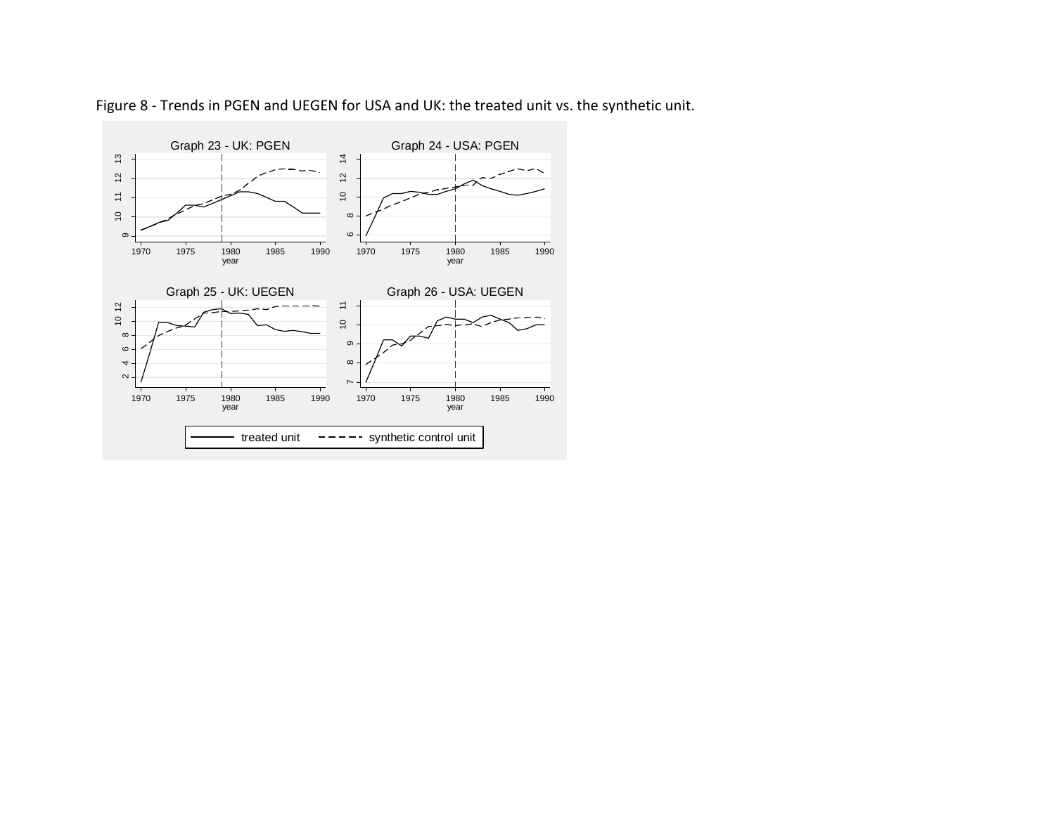Figure 8 - Trends in PGEN and UEGEN for USA and UK: the treated unit vs. the synthetic unit.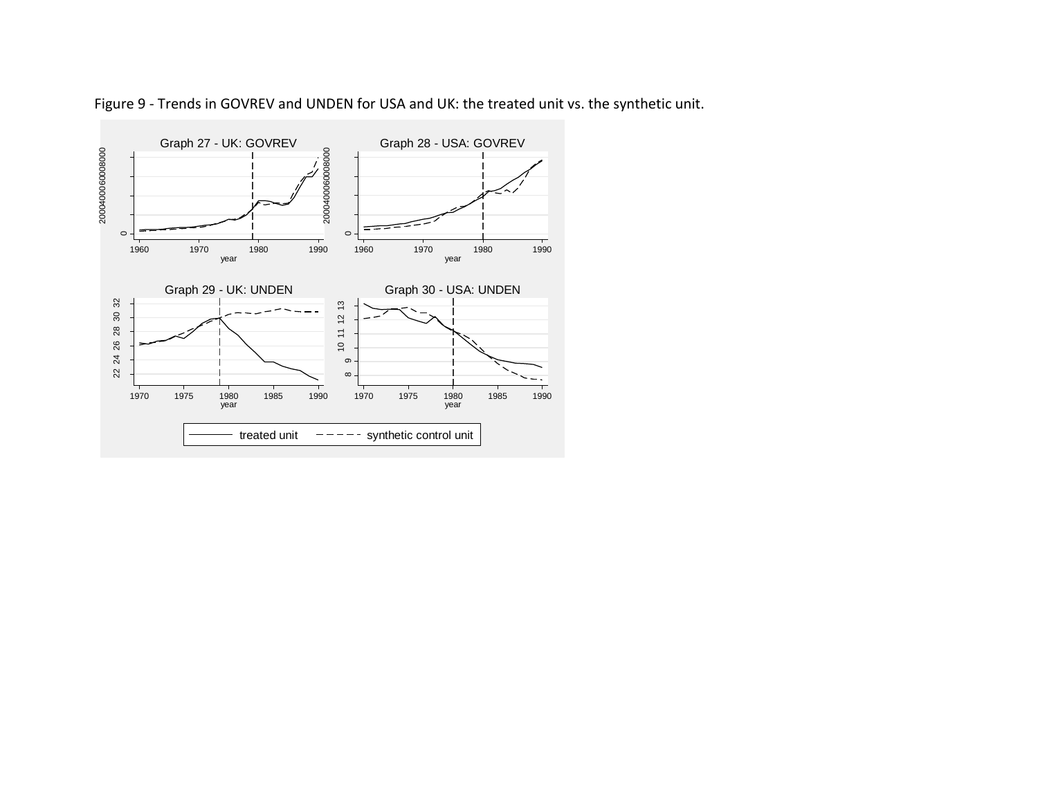Figure 9 - Trends in GOVREV and UNDEN for USA and UK: the treated unit vs. the synthetic unit.

Graph 27 - UK: GOVREV

0
2000400060008000
1960
1970
1980
1990
year

Graph 28 - USA: GOVREV

0
2000400060008000
1960
1970
1980
1990
year

Graph 29 - UK: UNDEN

22 24 26 28 30 32
1970
1975
1980
1985
1990
year

Graph 30 - USA: UNDEN

8 9 10 11 12 13
1970
1975
1980
1985
1990
year

treated unit
synthetic control unit